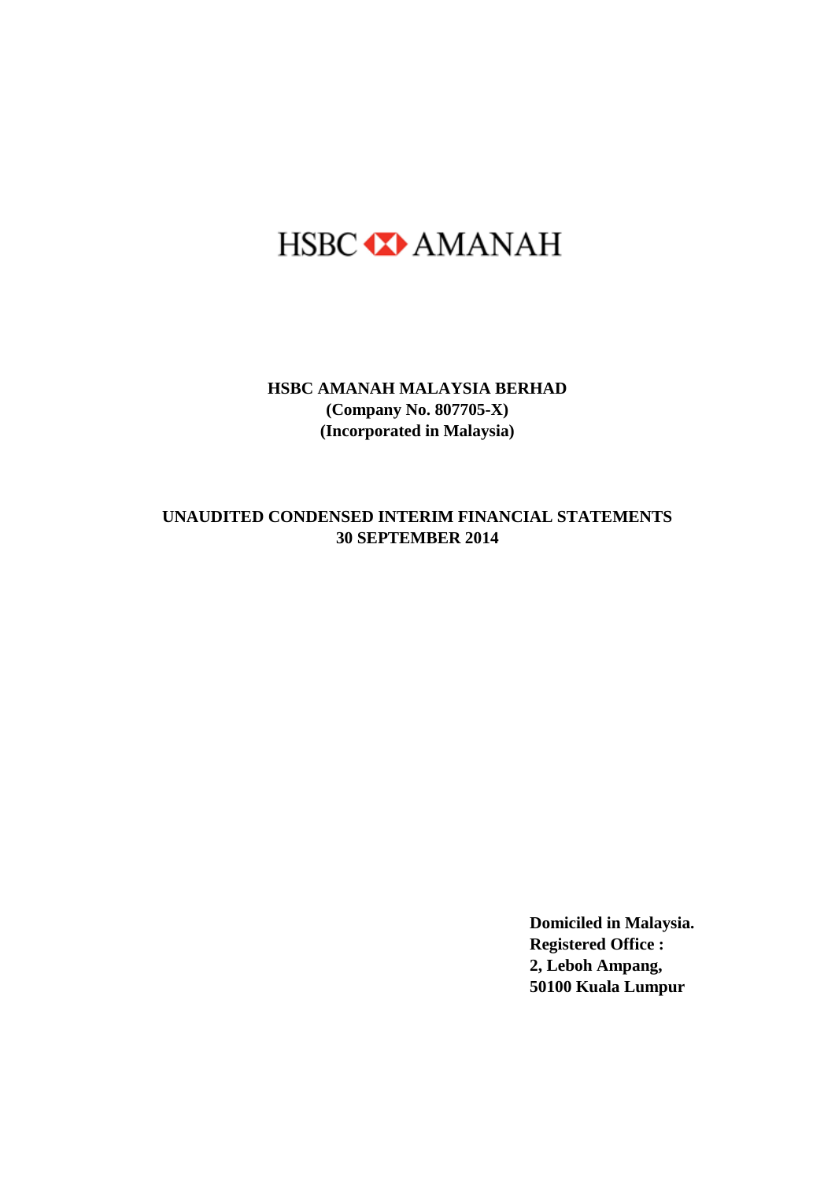HSBC AMANAH

# HSBC AMANAH MALAYSIA BERHAD

**(Company No. 807705-X)**

**(Incorporated in Malaysia)**

## UNAUDITED CONDENSED INTERIM FINANCIAL STATEMENTS
## 30 SEPTEMBER 2014

**Domiciled in Malaysia.**
**Registered Office :**
**2, Leboh Ampang,**
**50100 Kuala Lumpur**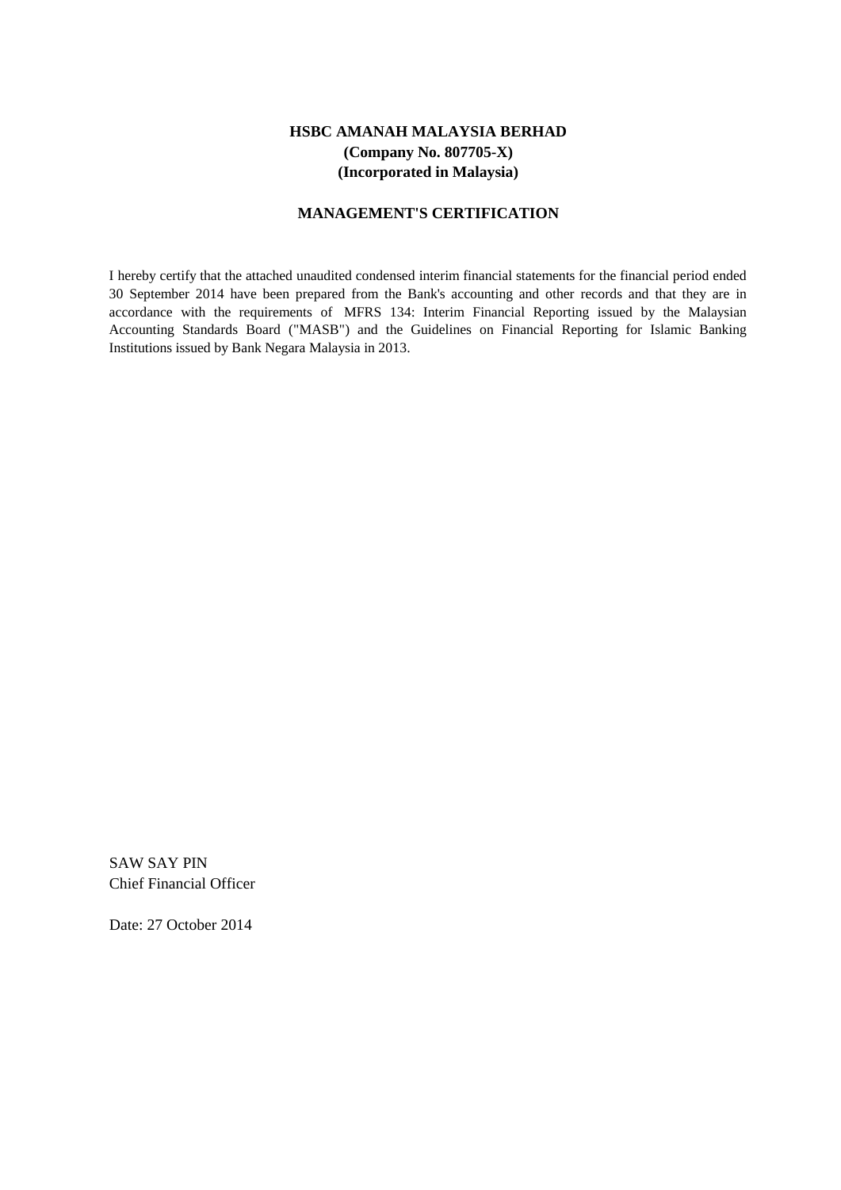**HSBC AMANAH MALAYSIA BERHAD**
**(Company No. 807705-X)**
**(Incorporated in Malaysia)**

## MANAGEMENT'S CERTIFICATION

I hereby certify that the attached unaudited condensed interim financial statements for the financial period ended 30 September 2014 have been prepared from the Bank's accounting and other records and that they are in accordance with the requirements of MFRS 134: Interim Financial Reporting issued by the Malaysian Accounting Standards Board ("MASB") and the Guidelines on Financial Reporting for Islamic Banking Institutions issued by Bank Negara Malaysia in 2013.

SAW SAY PIN
Chief Financial Officer

Date: 27 October 2014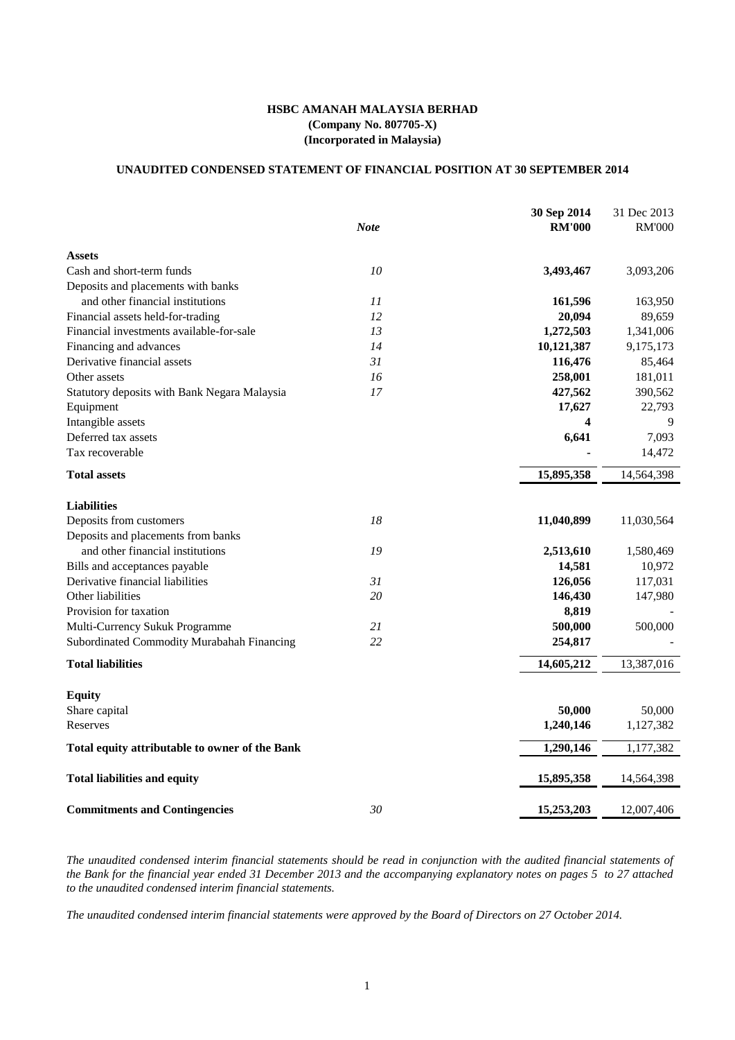**HSBC AMANAH MALAYSIA BERHAD**
**(Company No. 807705-X)**
**(Incorporated in Malaysia)**

**UNAUDITED CONDENSED STATEMENT OF FINANCIAL POSITION AT 30 SEPTEMBER 2014**

| | *Note* | **30 Sep 2014 RM'000** | 31 Dec 2013 RM'000 |
|---|---|---|---|
| **Assets** | | | |
| Cash and short-term funds | *10* | **3,493,467** | 3,093,206 |
| Deposits and placements with banks and other financial institutions | *11* | **161,596** | 163,950 |
| Financial assets held-for-trading | *12* | **20,094** | 89,659 |
| Financial investments available-for-sale | *13* | **1,272,503** | 1,341,006 |
| Financing and advances | *14* | **10,121,387** | 9,175,173 |
| Derivative financial assets | *31* | **116,476** | 85,464 |
| Other assets | *16* | **258,001** | 181,011 |
| Statutory deposits with Bank Negara Malaysia | *17* | **427,562** | 390,562 |
| Equipment | | **17,627** | 22,793 |
| Intangible assets | | **4** | 9 |
| Deferred tax assets | | **6,641** | 7,093 |
| Tax recoverable | | **-** | 14,472 |
| **Total assets** | | **15,895,358** | 14,564,398 |
| **Liabilities** | | | |
| Deposits from customers | *18* | **11,040,899** | 11,030,564 |
| Deposits and placements from banks and other financial institutions | *19* | **2,513,610** | 1,580,469 |
| Bills and acceptances payable | | **14,581** | 10,972 |
| Derivative financial liabilities | *31* | **126,056** | 117,031 |
| Other liabilities | *20* | **146,430** | 147,980 |
| Provision for taxation | | **8,819** | - |
| Multi-Currency Sukuk Programme | *21* | **500,000** | 500,000 |
| Subordinated Commodity Murabahah Financing | *22* | **254,817** | - |
| **Total liabilities** | | **14,605,212** | 13,387,016 |
| **Equity** | | | |
| Share capital | | **50,000** | 50,000 |
| Reserves | | **1,240,146** | 1,127,382 |
| **Total equity attributable to owner of the Bank** | | **1,290,146** | 1,177,382 |
| **Total liabilities and equity** | | **15,895,358** | 14,564,398 |
| **Commitments and Contingencies** | *30* | **15,253,203** | 12,007,406 |

*The unaudited condensed interim financial statements should be read in conjunction with the audited financial statements of the Bank for the financial year ended 31 December 2013 and the accompanying explanatory notes on pages 5 to 27 attached to the unaudited condensed interim financial statements.*

*The unaudited condensed interim financial statements were approved by the Board of Directors on 27 October 2014.*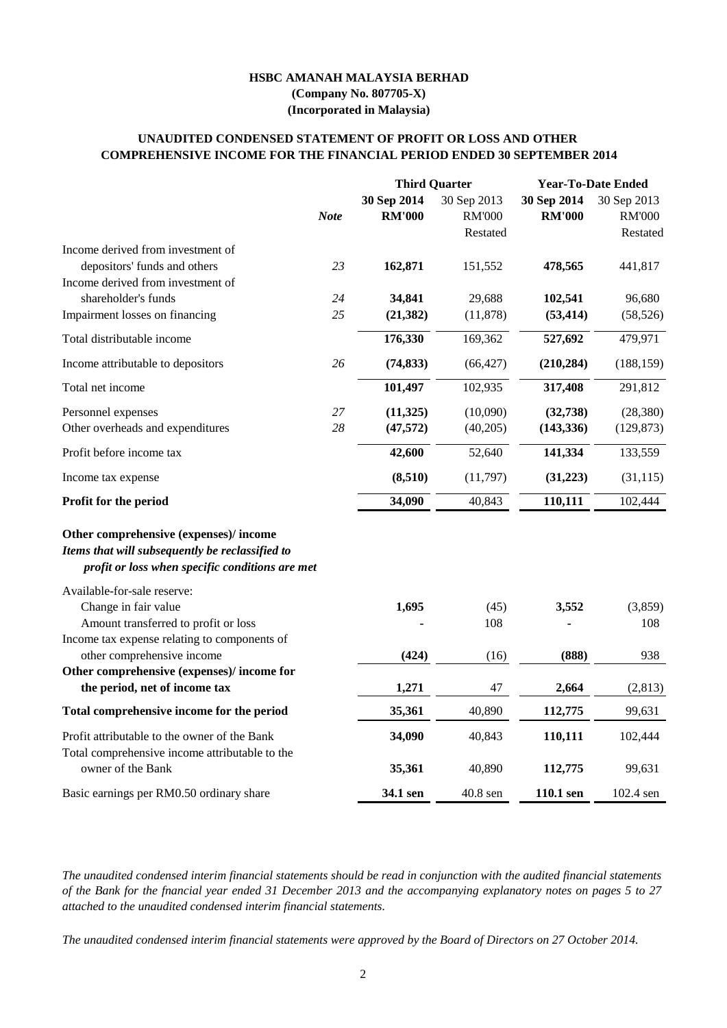# HSBC AMANAH MALAYSIA BERHAD
**(Company No. 807705-X)**
**(Incorporated in Malaysia)**

## UNAUDITED CONDENSED STATEMENT OF PROFIT OR LOSS AND OTHER COMPREHENSIVE INCOME FOR THE FINANCIAL PERIOD ENDED 30 SEPTEMBER 2014

| | | Third Quarter | | Year-To-Date Ended | |
|---|---|---|---|---|---|
| | | **30 Sep 2014** | 30 Sep 2013 | **30 Sep 2014** | 30 Sep 2013 |
| | *Note* | **RM'000** | RM'000 | **RM'000** | RM'000 |
| | | | Restated | | Restated |
| Income derived from investment of depositors' funds and others | *23* | **162,871** | 151,552 | **478,565** | 441,817 |
| Income derived from investment of shareholder's funds | *24* | **34,841** | 29,688 | **102,541** | 96,680 |
| Impairment losses on financing | *25* | **(21,382)** | (11,878) | **(53,414)** | (58,526) |
| Total distributable income | | **176,330** | 169,362 | **527,692** | 479,971 |
| Income attributable to depositors | *26* | **(74,833)** | (66,427) | **(210,284)** | (188,159) |
| Total net income | | **101,497** | 102,935 | **317,408** | 291,812 |
| Personnel expenses | *27* | **(11,325)** | (10,090) | **(32,738)** | (28,380) |
| Other overheads and expenditures | *28* | **(47,572)** | (40,205) | **(143,336)** | (129,873) |
| Profit before income tax | | **42,600** | 52,640 | **141,334** | 133,559 |
| Income tax expense | | **(8,510)** | (11,797) | **(31,223)** | (31,115) |
| **Profit for the period** | | **34,090** | 40,843 | **110,111** | 102,444 |
| **Other comprehensive (expenses)/ income** | | | | | |
| ***Items that will subsequently be reclassified to profit or loss when specific conditions are met*** | | | | | |
| Available-for-sale reserve: | | | | | |
| Change in fair value | | **1,695** | (45) | **3,552** | (3,859) |
| Amount transferred to profit or loss | | **-** | 108 | **-** | 108 |
| Income tax expense relating to components of other comprehensive income | | **(424)** | (16) | **(888)** | 938 |
| **Other comprehensive (expenses)/ income for the period, net of income tax** | | **1,271** | 47 | **2,664** | (2,813) |
| **Total comprehensive income for the period** | | **35,361** | 40,890 | **112,775** | 99,631 |
| Profit attributable to the owner of the Bank | | **34,090** | 40,843 | **110,111** | 102,444 |
| Total comprehensive income attributable to the owner of the Bank | | **35,361** | 40,890 | **112,775** | 99,631 |
| Basic earnings per RM0.50 ordinary share | | **34.1 sen** | 40.8 sen | **110.1 sen** | 102.4 sen |

*The unaudited condensed interim financial statements should be read in conjunction with the audited financial statements of the Bank for the fnancial year ended 31 December 2013 and the accompanying explanatory notes on pages 5 to 27 attached to the unaudited condensed interim financial statements.*

*The unaudited condensed interim financial statements were approved by the Board of Directors on 27 October 2014.*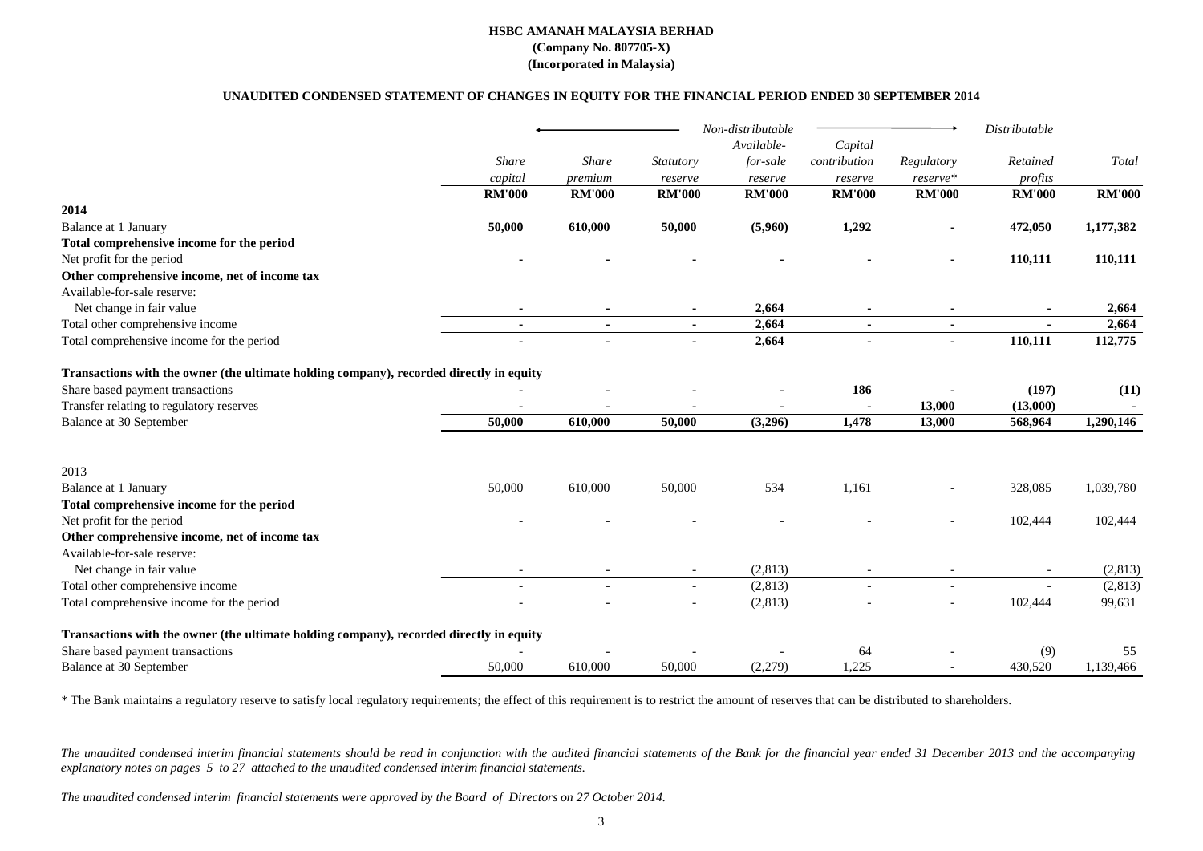**HSBC AMANAH MALAYSIA BERHAD**
**(Company No. 807705-X)**
**(Incorporated in Malaysia)**

**UNAUDITED CONDENSED STATEMENT OF CHANGES IN EQUITY FOR THE FINANCIAL PERIOD ENDED 30 SEPTEMBER 2014**

| | *Non-distributable* | | | | | | *Distributable* | |
|---|---|---|---|---|---|---|---|---|
| | *Share capital* | *Share premium* | *Statutory reserve* | *Available-for-sale reserve* | *Capital contribution reserve* | *Regulatory reserve** | *Retained profits* | *Total* |
| | **RM'000** | **RM'000** | **RM'000** | **RM'000** | **RM'000** | **RM'000** | **RM'000** | **RM'000** |
| **2014** | | | | | | | | |
| Balance at 1 January | **50,000** | **610,000** | **50,000** | **(5,960)** | **1,292** | **-** | **472,050** | **1,177,382** |
| **Total comprehensive income for the period** | | | | | | | | |
| Net profit for the period | **-** | **-** | **-** | **-** | **-** | **-** | **110,111** | **110,111** |
| **Other comprehensive income, net of income tax** | | | | | | | | |
| Available-for-sale reserve: | | | | | | | | |
| Net change in fair value | **-** | **-** | **-** | **2,664** | **-** | **-** | **-** | **2,664** |
| Total other comprehensive income | **-** | **-** | **-** | **2,664** | **-** | **-** | **-** | **2,664** |
| Total comprehensive income for the period | **-** | **-** | **-** | **2,664** | **-** | **-** | **110,111** | **112,775** |
| **Transactions with the owner (the ultimate holding company), recorded directly in equity** | | | | | | | | |
| Share based payment transactions | **-** | **-** | **-** | **-** | **186** | **-** | **(197)** | **(11)** |
| Transfer relating to regulatory reserves | **-** | **-** | **-** | **-** | **-** | **13,000** | **(13,000)** | **-** |
| Balance at 30 September | **50,000** | **610,000** | **50,000** | **(3,296)** | **1,478** | **13,000** | **568,964** | **1,290,146** |
| 2013 | | | | | | | | |
| Balance at 1 January | 50,000 | 610,000 | 50,000 | 534 | 1,161 | - | 328,085 | 1,039,780 |
| **Total comprehensive income for the period** | | | | | | | | |
| Net profit for the period | - | - | - | - | - | - | 102,444 | 102,444 |
| **Other comprehensive income, net of income tax** | | | | | | | | |
| Available-for-sale reserve: | | | | | | | | |
| Net change in fair value | - | - | - | (2,813) | - | - | - | (2,813) |
| Total other comprehensive income | - | - | - | (2,813) | - | - | - | (2,813) |
| Total comprehensive income for the period | - | - | - | (2,813) | - | - | 102,444 | 99,631 |
| **Transactions with the owner (the ultimate holding company), recorded directly in equity** | | | | | | | | |
| Share based payment transactions | - | - | - | - | 64 | - | (9) | 55 |
| Balance at 30 September | 50,000 | 610,000 | 50,000 | (2,279) | 1,225 | - | 430,520 | 1,139,466 |

* The Bank maintains a regulatory reserve to satisfy local regulatory requirements; the effect of this requirement is to restrict the amount of reserves that can be distributed to shareholders.

*The unaudited condensed interim financial statements should be read in conjunction with the audited financial statements of the Bank for the financial year ended 31 December 2013 and the accompanying explanatory notes on pages 5 to 27 attached to the unaudited condensed interim financial statements.*

*The unaudited condensed interim financial statements were approved by the Board of Directors on 27 October 2014.*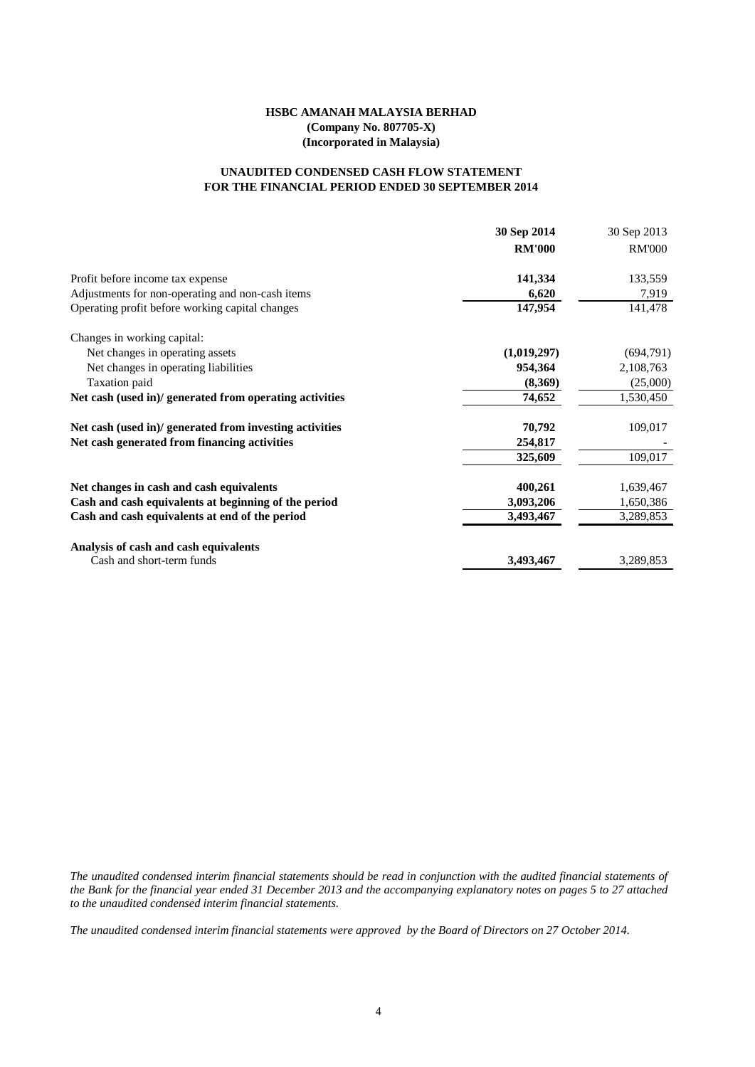**HSBC AMANAH MALAYSIA BERHAD**
**(Company No. 807705-X)**
**(Incorporated in Malaysia)**

**UNAUDITED CONDENSED CASH FLOW STATEMENT**
**FOR THE FINANCIAL PERIOD ENDED 30 SEPTEMBER 2014**

| | **30 Sep 2014** | 30 Sep 2013 |
|---|---|---|
| | **RM'000** | RM'000 |
| Profit before income tax expense | **141,334** | 133,559 |
| Adjustments for non-operating and non-cash items | **6,620** | 7,919 |
| Operating profit before working capital changes | **147,954** | 141,478 |
| Changes in working capital: | | |
| Net changes in operating assets | **(1,019,297)** | (694,791) |
| Net changes in operating liabilities | **954,364** | 2,108,763 |
| Taxation paid | **(8,369)** | (25,000) |
| **Net cash (used in)/ generated from operating activities** | **74,652** | 1,530,450 |
| **Net cash (used in)/ generated from investing activities** | **70,792** | 109,017 |
| **Net cash generated from financing activities** | **254,817** | - |
| | **325,609** | 109,017 |
| **Net changes in cash and cash equivalents** | **400,261** | 1,639,467 |
| **Cash and cash equivalents at beginning of the period** | **3,093,206** | 1,650,386 |
| **Cash and cash equivalents at end of the period** | **3,493,467** | 3,289,853 |
| **Analysis of cash and cash equivalents** | | |
| Cash and short-term funds | **3,493,467** | 3,289,853 |

*The unaudited condensed interim financial statements should be read in conjunction with the audited financial statements of the Bank for the financial year ended 31 December 2013 and the accompanying explanatory notes on pages 5 to 27 attached to the unaudited condensed interim financial statements.*

*The unaudited condensed interim financial statements were approved by the Board of Directors on 27 October 2014.*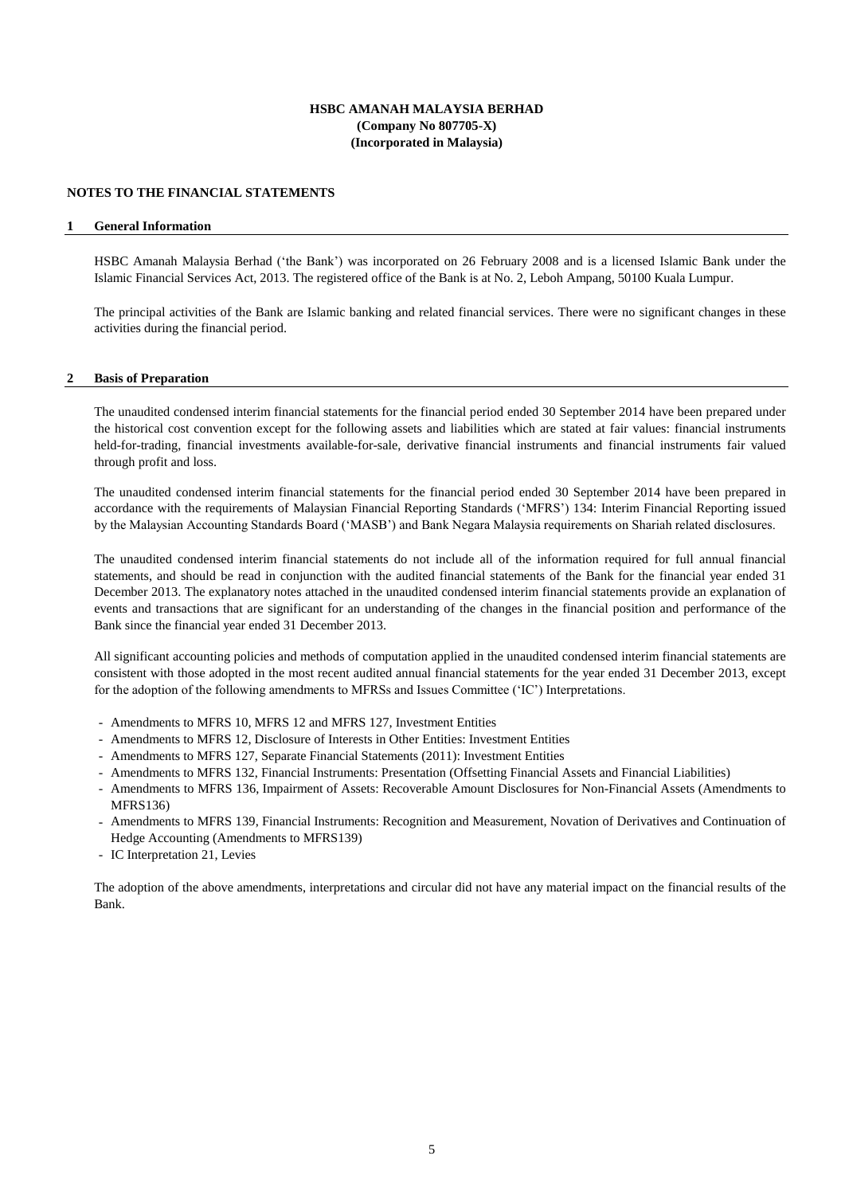**HSBC AMANAH MALAYSIA BERHAD**
**(Company No 807705-X)**
**(Incorporated in Malaysia)**

## NOTES TO THE FINANCIAL STATEMENTS

### 1 General Information

HSBC Amanah Malaysia Berhad ('the Bank') was incorporated on 26 February 2008 and is a licensed Islamic Bank under the Islamic Financial Services Act, 2013. The registered office of the Bank is at No. 2, Leboh Ampang, 50100 Kuala Lumpur.

The principal activities of the Bank are Islamic banking and related financial services. There were no significant changes in these activities during the financial period.

### 2 Basis of Preparation

The unaudited condensed interim financial statements for the financial period ended 30 September 2014 have been prepared under the historical cost convention except for the following assets and liabilities which are stated at fair values: financial instruments held-for-trading, financial investments available-for-sale, derivative financial instruments and financial instruments fair valued through profit and loss.

The unaudited condensed interim financial statements for the financial period ended 30 September 2014 have been prepared in accordance with the requirements of Malaysian Financial Reporting Standards ('MFRS') 134: Interim Financial Reporting issued by the Malaysian Accounting Standards Board ('MASB') and Bank Negara Malaysia requirements on Shariah related disclosures.

The unaudited condensed interim financial statements do not include all of the information required for full annual financial statements, and should be read in conjunction with the audited financial statements of the Bank for the financial year ended 31 December 2013. The explanatory notes attached in the unaudited condensed interim financial statements provide an explanation of events and transactions that are significant for an understanding of the changes in the financial position and performance of the Bank since the financial year ended 31 December 2013.

All significant accounting policies and methods of computation applied in the unaudited condensed interim financial statements are consistent with those adopted in the most recent audited annual financial statements for the year ended 31 December 2013, except for the adoption of the following amendments to MFRSs and Issues Committee ('IC') Interpretations.

- Amendments to MFRS 10, MFRS 12 and MFRS 127, Investment Entities
- Amendments to MFRS 12, Disclosure of Interests in Other Entities: Investment Entities
- Amendments to MFRS 127, Separate Financial Statements (2011): Investment Entities
- Amendments to MFRS 132, Financial Instruments: Presentation (Offsetting Financial Assets and Financial Liabilities)
- Amendments to MFRS 136, Impairment of Assets: Recoverable Amount Disclosures for Non-Financial Assets (Amendments to MFRS136)
- Amendments to MFRS 139, Financial Instruments: Recognition and Measurement, Novation of Derivatives and Continuation of Hedge Accounting (Amendments to MFRS139)
- IC Interpretation 21, Levies

The adoption of the above amendments, interpretations and circular did not have any material impact on the financial results of the Bank.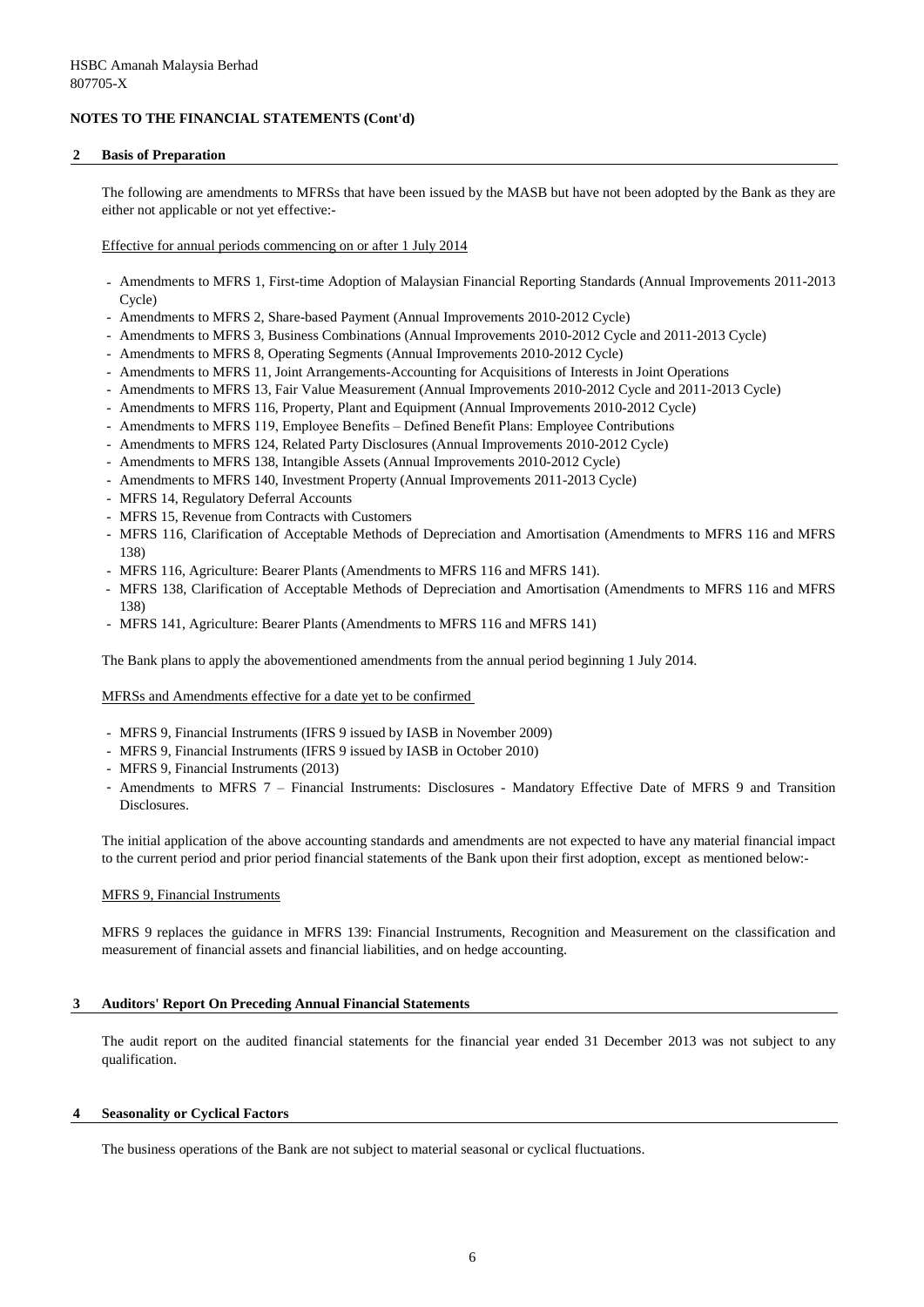HSBC Amanah Malaysia Berhad
807705-X

**NOTES TO THE FINANCIAL STATEMENTS (Cont'd)**

## 2 Basis of Preparation

The following are amendments to MFRSs that have been issued by the MASB but have not been adopted by the Bank as they are either not applicable or not yet effective:-

Effective for annual periods commencing on or after 1 July 2014

- Amendments to MFRS 1, First-time Adoption of Malaysian Financial Reporting Standards (Annual Improvements 2011-2013 Cycle)
- Amendments to MFRS 2, Share-based Payment (Annual Improvements 2010-2012 Cycle)
- Amendments to MFRS 3, Business Combinations (Annual Improvements 2010-2012 Cycle and 2011-2013 Cycle)
- Amendments to MFRS 8, Operating Segments (Annual Improvements 2010-2012 Cycle)
- Amendments to MFRS 11, Joint Arrangements-Accounting for Acquisitions of Interests in Joint Operations
- Amendments to MFRS 13, Fair Value Measurement (Annual Improvements 2010-2012 Cycle and 2011-2013 Cycle)
- Amendments to MFRS 116, Property, Plant and Equipment (Annual Improvements 2010-2012 Cycle)
- Amendments to MFRS 119, Employee Benefits – Defined Benefit Plans: Employee Contributions
- Amendments to MFRS 124, Related Party Disclosures (Annual Improvements 2010-2012 Cycle)
- Amendments to MFRS 138, Intangible Assets (Annual Improvements 2010-2012 Cycle)
- Amendments to MFRS 140, Investment Property (Annual Improvements 2011-2013 Cycle)
- MFRS 14, Regulatory Deferral Accounts
- MFRS 15, Revenue from Contracts with Customers
- MFRS 116, Clarification of Acceptable Methods of Depreciation and Amortisation (Amendments to MFRS 116 and MFRS 138)
- MFRS 116, Agriculture: Bearer Plants (Amendments to MFRS 116 and MFRS 141).
- MFRS 138, Clarification of Acceptable Methods of Depreciation and Amortisation (Amendments to MFRS 116 and MFRS 138)
- MFRS 141, Agriculture: Bearer Plants (Amendments to MFRS 116 and MFRS 141)

The Bank plans to apply the abovementioned amendments from the annual period beginning 1 July 2014.

MFRSs and Amendments effective for a date yet to be confirmed

- MFRS 9, Financial Instruments (IFRS 9 issued by IASB in November 2009)
- MFRS 9, Financial Instruments (IFRS 9 issued by IASB in October 2010)
- MFRS 9, Financial Instruments (2013)
- Amendments to MFRS 7 – Financial Instruments: Disclosures - Mandatory Effective Date of MFRS 9 and Transition Disclosures.

The initial application of the above accounting standards and amendments are not expected to have any material financial impact to the current period and prior period financial statements of the Bank upon their first adoption, except as mentioned below:-

MFRS 9, Financial Instruments

MFRS 9 replaces the guidance in MFRS 139: Financial Instruments, Recognition and Measurement on the classification and measurement of financial assets and financial liabilities, and on hedge accounting.

## 3 Auditors' Report On Preceding Annual Financial Statements

The audit report on the audited financial statements for the financial year ended 31 December 2013 was not subject to any qualification.

## 4 Seasonality or Cyclical Factors

The business operations of the Bank are not subject to material seasonal or cyclical fluctuations.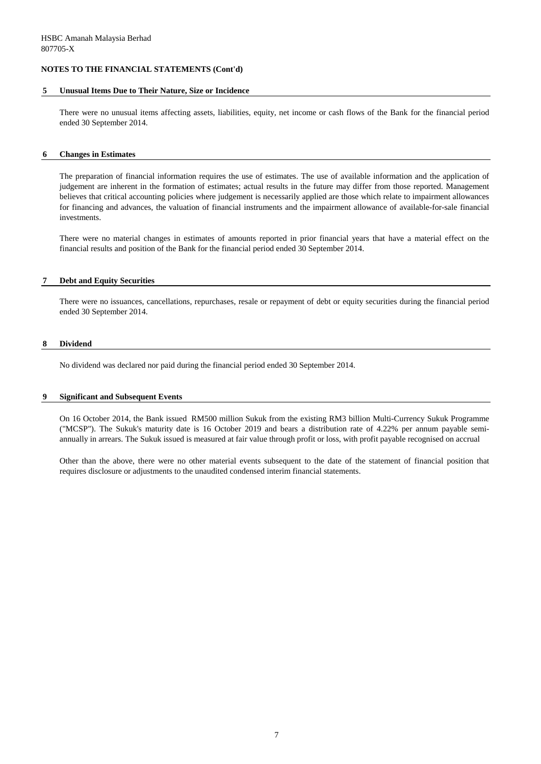HSBC Amanah Malaysia Berhad
807705-X

**NOTES TO THE FINANCIAL STATEMENTS (Cont'd)**

## 5 Unusual Items Due to Their Nature, Size or Incidence

There were no unusual items affecting assets, liabilities, equity, net income or cash flows of the Bank for the financial period ended 30 September 2014.

## 6 Changes in Estimates

The preparation of financial information requires the use of estimates. The use of available information and the application of judgement are inherent in the formation of estimates; actual results in the future may differ from those reported. Management believes that critical accounting policies where judgement is necessarily applied are those which relate to impairment allowances for financing and advances, the valuation of financial instruments and the impairment allowance of available-for-sale financial investments.

There were no material changes in estimates of amounts reported in prior financial years that have a material effect on the financial results and position of the Bank for the financial period ended 30 September 2014.

## 7 Debt and Equity Securities

There were no issuances, cancellations, repurchases, resale or repayment of debt or equity securities during the financial period ended 30 September 2014.

## 8 Dividend

No dividend was declared nor paid during the financial period ended 30 September 2014.

## 9 Significant and Subsequent Events

On 16 October 2014, the Bank issued RM500 million Sukuk from the existing RM3 billion Multi-Currency Sukuk Programme ("MCSP"). The Sukuk's maturity date is 16 October 2019 and bears a distribution rate of 4.22% per annum payable semi-annually in arrears. The Sukuk issued is measured at fair value through profit or loss, with profit payable recognised on accrual

Other than the above, there were no other material events subsequent to the date of the statement of financial position that requires disclosure or adjustments to the unaudited condensed interim financial statements.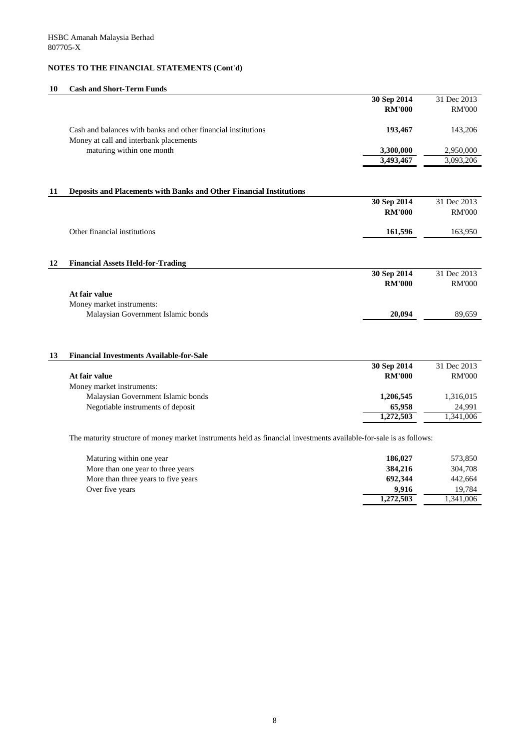HSBC Amanah Malaysia Berhad
807705-X

**NOTES TO THE FINANCIAL STATEMENTS (Cont'd)**

## 10 Cash and Short-Term Funds

| | 30 Sep 2014 RM'000 | 31 Dec 2013 RM'000 |
|---|---|---|
| Cash and balances with banks and other financial institutions | **193,467** | 143,206 |
| Money at call and interbank placements maturing within one month | **3,300,000** | 2,950,000 |
| | **3,493,467** | 3,093,206 |

## 11 Deposits and Placements with Banks and Other Financial Institutions

| | 30 Sep 2014 RM'000 | 31 Dec 2013 RM'000 |
|---|---|---|
| Other financial institutions | **161,596** | 163,950 |

## 12 Financial Assets Held-for-Trading

| | 30 Sep 2014 RM'000 | 31 Dec 2013 RM'000 |
|---|---|---|
| **At fair value** | | |
| Money market instruments: | | |
| Malaysian Government Islamic bonds | **20,094** | 89,659 |

## 13 Financial Investments Available-for-Sale

| | 30 Sep 2014 RM'000 | 31 Dec 2013 RM'000 |
|---|---|---|
| **At fair value** | | |
| Money market instruments: | | |
| Malaysian Government Islamic bonds | **1,206,545** | 1,316,015 |
| Negotiable instruments of deposit | **65,958** | 24,991 |
| | **1,272,503** | 1,341,006 |

The maturity structure of money market instruments held as financial investments available-for-sale is as follows:

| | 30 Sep 2014 RM'000 | 31 Dec 2013 RM'000 |
|---|---|---|
| Maturing within one year | **186,027** | 573,850 |
| More than one year to three years | **384,216** | 304,708 |
| More than three years to five years | **692,344** | 442,664 |
| Over five years | **9,916** | 19,784 |
| | **1,272,503** | 1,341,006 |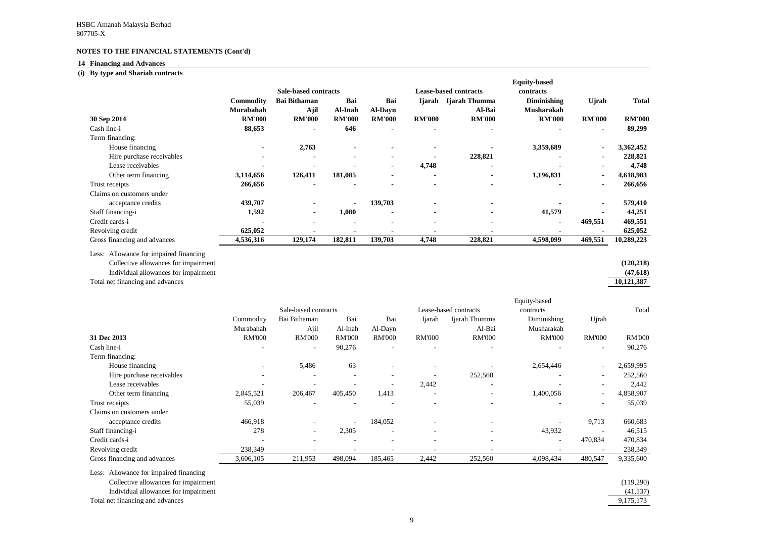HSBC Amanah Malaysia Berhad
807705-X

**NOTES TO THE FINANCIAL STATEMENTS (Cont'd)**

## 14 Financing and Advances

### (i) By type and Shariah contracts

| | Sale-based contracts | | | | Lease-based contracts | | Equity-based contracts | | |
|---|---|---|---|---|---|---|---|---|---|
| | **Commodity Murabahah** | **Bai Bithaman Ajil** | **Bai Al-Inah** | **Bai Al-Dayn** | **Ijarah** | **Ijarah Thumma Al-Bai** | **Diminishing Musharakah** | **Ujrah** | **Total** |
| **30 Sep 2014** | **RM'000** | **RM'000** | **RM'000** | **RM'000** | **RM'000** | **RM'000** | **RM'000** | **RM'000** | **RM'000** |
| Cash line-i | **88,653** | **-** | **646** | **-** | **-** | **-** | **-** | **-** | **89,299** |
| Term financing: | | | | | | | | | |
| House financing | **-** | **2,763** | **-** | **-** | **-** | **-** | **3,359,689** | **-** | **3,362,452** |
| Hire purchase receivables | **-** | **-** | **-** | **-** | **-** | **228,821** | **-** | **-** | **228,821** |
| Lease receivables | **-** | **-** | **-** | **-** | **4,748** | **-** | **-** | **-** | **4,748** |
| Other term financing | **3,114,656** | **126,411** | **181,085** | **-** | **-** | **-** | **1,196,831** | **-** | **4,618,983** |
| Trust receipts | **266,656** | **-** | **-** | **-** | **-** | **-** | **-** | **-** | **266,656** |
| Claims on customers under acceptance credits | **439,707** | **-** | **-** | **139,703** | **-** | **-** | **-** | **-** | **579,410** |
| Staff financing-i | **1,592** | **-** | **1,080** | **-** | **-** | **-** | **41,579** | **-** | **44,251** |
| Credit cards-i | **-** | **-** | **-** | **-** | **-** | **-** | **-** | **469,551** | **469,551** |
| Revolving credit | **625,052** | **-** | **-** | **-** | **-** | **-** | **-** | **-** | **625,052** |
| Gross financing and advances | **4,536,316** | **129,174** | **182,811** | **139,703** | **4,748** | **228,821** | **4,598,099** | **469,551** | **10,289,223** |
| Less: Allowance for impaired financing | | | | | | | | | |
| Collective allowances for impairment | | | | | | | | | **(120,218)** |
| Individual allowances for impairment | | | | | | | | | **(47,618)** |
| Total net financing and advances | | | | | | | | | **10,121,387** |

| | Sale-based contracts | | | | Lease-based contracts | | Equity-based contracts | | Total |
|---|---|---|---|---|---|---|---|---|---|
| | Commodity Murabahah | Bai Bithaman Ajil | Bai Al-Inah | Bai Al-Dayn | Ijarah | Ijarah Thumma Al-Bai | Diminishing Musharakah | Ujrah | |
| **31 Dec 2013** | RM'000 | RM'000 | RM'000 | RM'000 | RM'000 | RM'000 | RM'000 | RM'000 | RM'000 |
| Cash line-i | - | - | 90,276 | - | - | - | - | - | 90,276 |
| Term financing: | | | | | | | | | |
| House financing | - | 5,486 | 63 | - | - | - | 2,654,446 | - | 2,659,995 |
| Hire purchase receivables | - | - | - | - | - | 252,560 | - | - | 252,560 |
| Lease receivables | - | - | - | - | 2,442 | - | - | - | 2,442 |
| Other term financing | 2,845,521 | 206,467 | 405,450 | 1,413 | - | - | 1,400,056 | - | 4,858,907 |
| Trust receipts | 55,039 | - | - | - | - | - | - | - | 55,039 |
| Claims on customers under acceptance credits | 466,918 | - | - | 184,052 | - | - | - | 9,713 | 660,683 |
| Staff financing-i | 278 | - | 2,305 | - | - | - | 43,932 | - | 46,515 |
| Credit cards-i | - | - | - | - | - | - | - | 470,834 | 470,834 |
| Revolving credit | 238,349 | - | - | - | - | - | - | - | 238,349 |
| Gross financing and advances | 3,606,105 | 211,953 | 498,094 | 185,465 | 2,442 | 252,560 | 4,098,434 | 480,547 | 9,335,600 |
| Less: Allowance for impaired financing | | | | | | | | | |
| Collective allowances for impairment | | | | | | | | | (119,290) |
| Individual allowances for impairment | | | | | | | | | (41,137) |
| Total net financing and advances | | | | | | | | | 9,175,173 |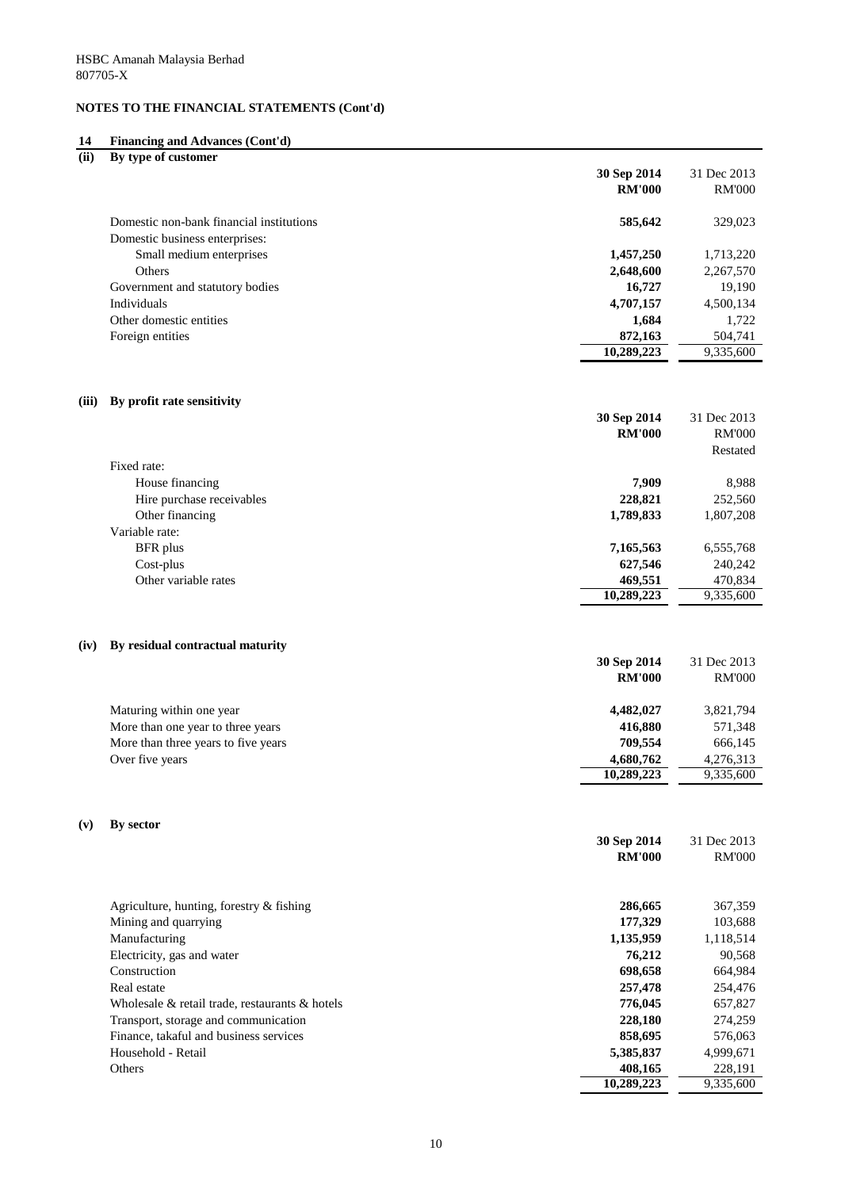HSBC Amanah Malaysia Berhad
807705-X

**NOTES TO THE FINANCIAL STATEMENTS (Cont'd)**

## 14 Financing and Advances (Cont'd)

### (ii) By type of customer

| | 30 Sep 2014 RM'000 | 31 Dec 2013 RM'000 |
|---|---|---|
| Domestic non-bank financial institutions | **585,642** | 329,023 |
| Domestic business enterprises: | | |
| Small medium enterprises | **1,457,250** | 1,713,220 |
| Others | **2,648,600** | 2,267,570 |
| Government and statutory bodies | **16,727** | 19,190 |
| Individuals | **4,707,157** | 4,500,134 |
| Other domestic entities | **1,684** | 1,722 |
| Foreign entities | **872,163** | 504,741 |
| | **10,289,223** | 9,335,600 |

### (iii) By profit rate sensitivity

| | 30 Sep 2014 RM'000 | 31 Dec 2013 RM'000 Restated |
|---|---|---|
| Fixed rate: | | |
| House financing | **7,909** | 8,988 |
| Hire purchase receivables | **228,821** | 252,560 |
| Other financing | **1,789,833** | 1,807,208 |
| Variable rate: | | |
| BFR plus | **7,165,563** | 6,555,768 |
| Cost-plus | **627,546** | 240,242 |
| Other variable rates | **469,551** | 470,834 |
| | **10,289,223** | 9,335,600 |

### (iv) By residual contractual maturity

| | 30 Sep 2014 RM'000 | 31 Dec 2013 RM'000 |
|---|---|---|
| Maturing within one year | **4,482,027** | 3,821,794 |
| More than one year to three years | **416,880** | 571,348 |
| More than three years to five years | **709,554** | 666,145 |
| Over five years | **4,680,762** | 4,276,313 |
| | **10,289,223** | 9,335,600 |

### (v) By sector

| | 30 Sep 2014 RM'000 | 31 Dec 2013 RM'000 |
|---|---|---|
| Agriculture, hunting, forestry & fishing | **286,665** | 367,359 |
| Mining and quarrying | **177,329** | 103,688 |
| Manufacturing | **1,135,959** | 1,118,514 |
| Electricity, gas and water | **76,212** | 90,568 |
| Construction | **698,658** | 664,984 |
| Real estate | **257,478** | 254,476 |
| Wholesale & retail trade, restaurants & hotels | **776,045** | 657,827 |
| Transport, storage and communication | **228,180** | 274,259 |
| Finance, takaful and business services | **858,695** | 576,063 |
| Household - Retail | **5,385,837** | 4,999,671 |
| Others | **408,165** | 228,191 |
| | **10,289,223** | 9,335,600 |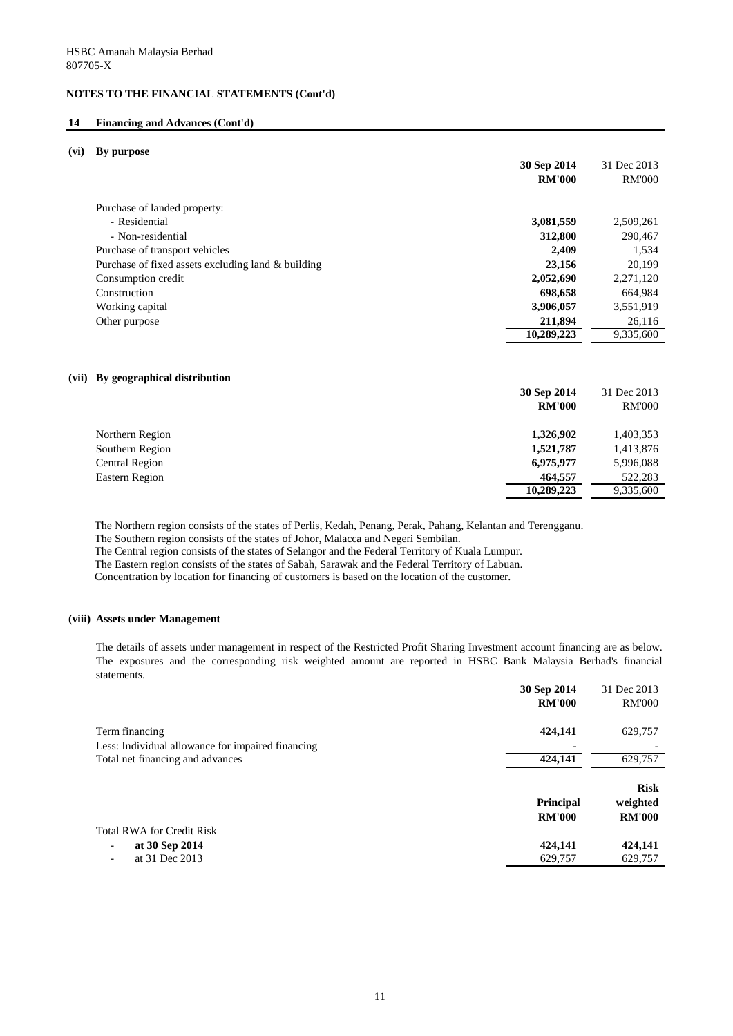HSBC Amanah Malaysia Berhad
807705-X

**NOTES TO THE FINANCIAL STATEMENTS (Cont'd)**

**14 Financing and Advances (Cont'd)**

**(vi) By purpose**

| | **30 Sep 2014** | 31 Dec 2013 |
|---|---|---|
| | **RM'000** | RM'000 |
| Purchase of landed property: | | |
| - Residential | **3,081,559** | 2,509,261 |
| - Non-residential | **312,800** | 290,467 |
| Purchase of transport vehicles | **2,409** | 1,534 |
| Purchase of fixed assets excluding land & building | **23,156** | 20,199 |
| Consumption credit | **2,052,690** | 2,271,120 |
| Construction | **698,658** | 664,984 |
| Working capital | **3,906,057** | 3,551,919 |
| Other purpose | **211,894** | 26,116 |
| | **10,289,223** | 9,335,600 |

**(vii) By geographical distribution**

| | **30 Sep 2014** | 31 Dec 2013 |
|---|---|---|
| | **RM'000** | RM'000 |
| Northern Region | **1,326,902** | 1,403,353 |
| Southern Region | **1,521,787** | 1,413,876 |
| Central Region | **6,975,977** | 5,996,088 |
| Eastern Region | **464,557** | 522,283 |
| | **10,289,223** | 9,335,600 |

The Northern region consists of the states of Perlis, Kedah, Penang, Perak, Pahang, Kelantan and Terengganu.
The Southern region consists of the states of Johor, Malacca and Negeri Sembilan.
The Central region consists of the states of Selangor and the Federal Territory of Kuala Lumpur.
The Eastern region consists of the states of Sabah, Sarawak and the Federal Territory of Labuan.
Concentration by location for financing of customers is based on the location of the customer.

**(viii) Assets under Management**

The details of assets under management in respect of the Restricted Profit Sharing Investment account financing are as below. The exposures and the corresponding risk weighted amount are reported in HSBC Bank Malaysia Berhad's financial statements.

| | **30 Sep 2014** | 31 Dec 2013 |
|---|---|---|
| | **RM'000** | RM'000 |
| Term financing | **424,141** | 629,757 |
| Less: Individual allowance for impaired financing | **-** | - |
| Total net financing and advances | **424,141** | 629,757 |

| | **Principal** | **Risk weighted** |
|---|---|---|
| | **RM'000** | **RM'000** |
| Total RWA for Credit Risk | | |
| - **at 30 Sep 2014** | **424,141** | **424,141** |
| - at 31 Dec 2013 | 629,757 | 629,757 |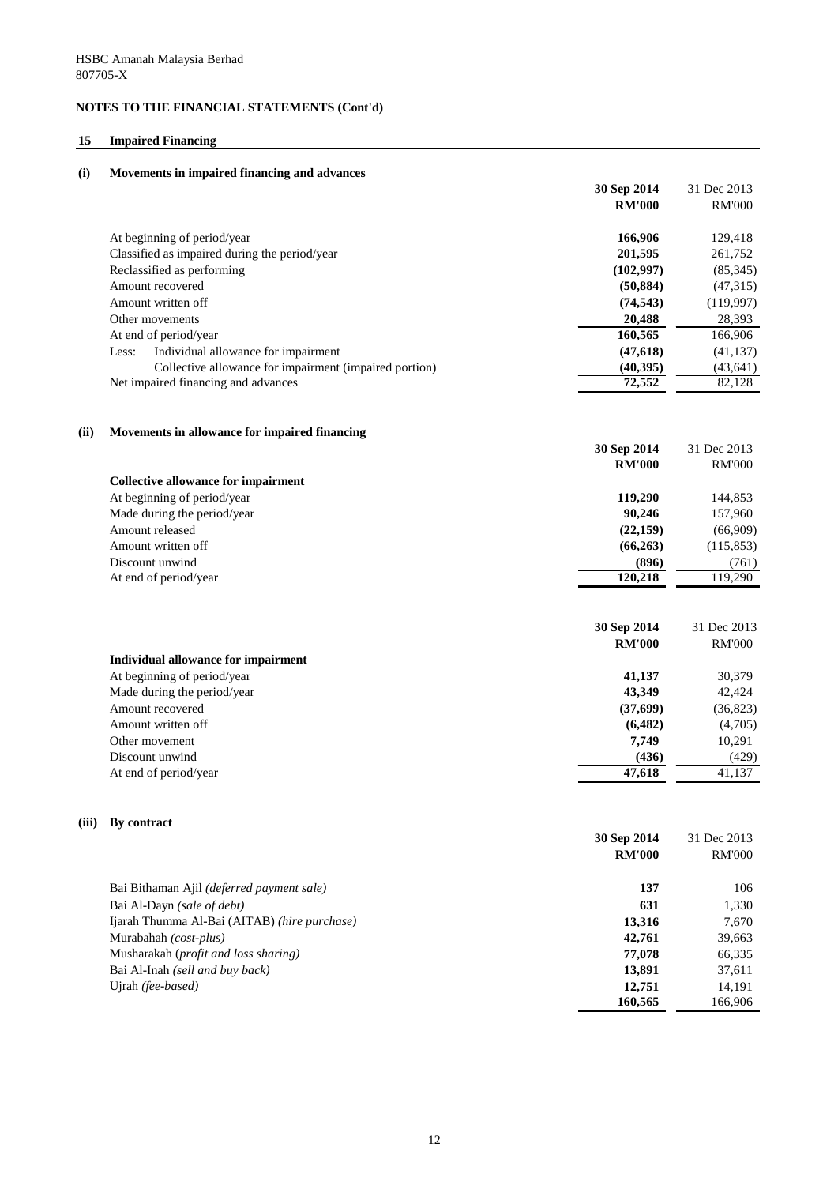HSBC Amanah Malaysia Berhad
807705-X

**NOTES TO THE FINANCIAL STATEMENTS (Cont'd)**

## 15 Impaired Financing

### (i) Movements in impaired financing and advances

| | 30 Sep 2014 RM'000 | 31 Dec 2013 RM'000 |
|---|---|---|
| At beginning of period/year | **166,906** | 129,418 |
| Classified as impaired during the period/year | **201,595** | 261,752 |
| Reclassified as performing | **(102,997)** | (85,345) |
| Amount recovered | **(50,884)** | (47,315) |
| Amount written off | **(74,543)** | (119,997) |
| Other movements | **20,488** | 28,393 |
| At end of period/year | **160,565** | 166,906 |
| Less: Individual allowance for impairment | **(47,618)** | (41,137) |
| Collective allowance for impairment (impaired portion) | **(40,395)** | (43,641) |
| Net impaired financing and advances | **72,552** | 82,128 |

### (ii) Movements in allowance for impaired financing

| | 30 Sep 2014 RM'000 | 31 Dec 2013 RM'000 |
|---|---|---|
| **Collective allowance for impairment** | | |
| At beginning of period/year | **119,290** | 144,853 |
| Made during the period/year | **90,246** | 157,960 |
| Amount released | **(22,159)** | (66,909) |
| Amount written off | **(66,263)** | (115,853) |
| Discount unwind | **(896)** | (761) |
| At end of period/year | **120,218** | 119,290 |

| | 30 Sep 2014 RM'000 | 31 Dec 2013 RM'000 |
|---|---|---|
| **Individual allowance for impairment** | | |
| At beginning of period/year | **41,137** | 30,379 |
| Made during the period/year | **43,349** | 42,424 |
| Amount recovered | **(37,699)** | (36,823) |
| Amount written off | **(6,482)** | (4,705) |
| Other movement | **7,749** | 10,291 |
| Discount unwind | **(436)** | (429) |
| At end of period/year | **47,618** | 41,137 |

### (iii) By contract

| | 30 Sep 2014 RM'000 | 31 Dec 2013 RM'000 |
|---|---|---|
| Bai Bithaman Ajil *(deferred payment sale)* | **137** | 106 |
| Bai Al-Dayn *(sale of debt)* | **631** | 1,330 |
| Ijarah Thumma Al-Bai (AITAB) *(hire purchase)* | **13,316** | 7,670 |
| Murabahah *(cost-plus)* | **42,761** | 39,663 |
| Musharakah (*profit and loss sharing)* | **77,078** | 66,335 |
| Bai Al-Inah *(sell and buy back)* | **13,891** | 37,611 |
| Ujrah *(fee-based)* | **12,751** | 14,191 |
| | **160,565** | 166,906 |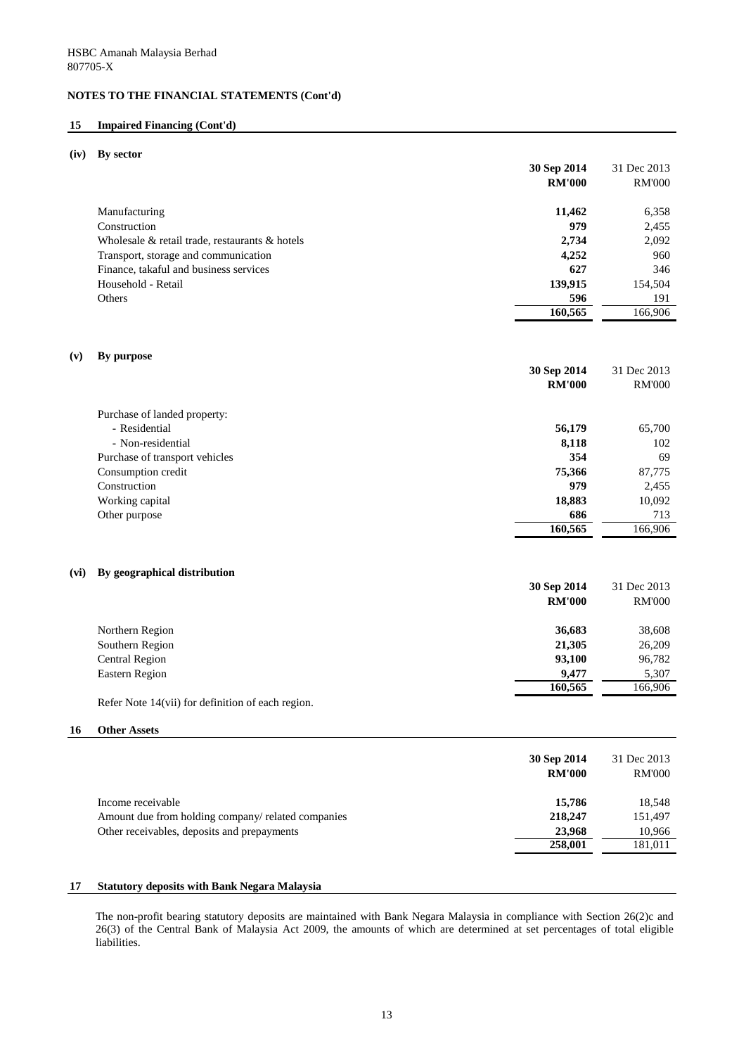HSBC Amanah Malaysia Berhad
807705-X

## NOTES TO THE FINANCIAL STATEMENTS (Cont'd)

### 15 Impaired Financing (Cont'd)

#### (iv) By sector

| | 30 Sep 2014 RM'000 | 31 Dec 2013 RM'000 |
|---|---|---|
| Manufacturing | **11,462** | 6,358 |
| Construction | **979** | 2,455 |
| Wholesale & retail trade, restaurants & hotels | **2,734** | 2,092 |
| Transport, storage and communication | **4,252** | 960 |
| Finance, takaful and business services | **627** | 346 |
| Household - Retail | **139,915** | 154,504 |
| Others | **596** | 191 |
| | **160,565** | 166,906 |

#### (v) By purpose

| | 30 Sep 2014 RM'000 | 31 Dec 2013 RM'000 |
|---|---|---|
| Purchase of landed property: | | |
| - Residential | **56,179** | 65,700 |
| - Non-residential | **8,118** | 102 |
| Purchase of transport vehicles | **354** | 69 |
| Consumption credit | **75,366** | 87,775 |
| Construction | **979** | 2,455 |
| Working capital | **18,883** | 10,092 |
| Other purpose | **686** | 713 |
| | **160,565** | 166,906 |

#### (vi) By geographical distribution

| | 30 Sep 2014 RM'000 | 31 Dec 2013 RM'000 |
|---|---|---|
| Northern Region | **36,683** | 38,608 |
| Southern Region | **21,305** | 26,209 |
| Central Region | **93,100** | 96,782 |
| Eastern Region | **9,477** | 5,307 |
| | **160,565** | 166,906 |

Refer Note 14(vii) for definition of each region.

### 16 Other Assets

| | 30 Sep 2014 RM'000 | 31 Dec 2013 RM'000 |
|---|---|---|
| Income receivable | **15,786** | 18,548 |
| Amount due from holding company/ related companies | **218,247** | 151,497 |
| Other receivables, deposits and prepayments | **23,968** | 10,966 |
| | **258,001** | 181,011 |

### 17 Statutory deposits with Bank Negara Malaysia

The non-profit bearing statutory deposits are maintained with Bank Negara Malaysia in compliance with Section 26(2)c and 26(3) of the Central Bank of Malaysia Act 2009, the amounts of which are determined at set percentages of total eligible liabilities.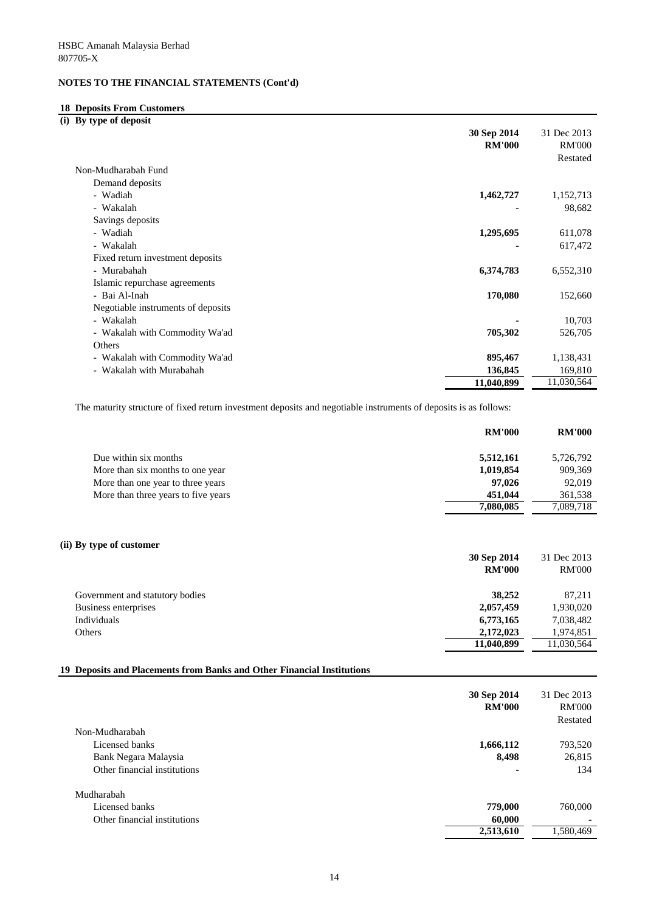HSBC Amanah Malaysia Berhad
807705-X

**NOTES TO THE FINANCIAL STATEMENTS (Cont'd)**

## 18 Deposits From Customers

### (i) By type of deposit

| | 30 Sep 2014 RM'000 | 31 Dec 2013 RM'000 Restated |
|---|---|---|
| Non-Mudharabah Fund | | |
| Demand deposits | | |
| - Wadiah | **1,462,727** | 1,152,713 |
| - Wakalah | **-** | 98,682 |
| Savings deposits | | |
| - Wadiah | **1,295,695** | 611,078 |
| - Wakalah | **-** | 617,472 |
| Fixed return investment deposits | | |
| - Murabahah | **6,374,783** | 6,552,310 |
| Islamic repurchase agreements | | |
| - Bai Al-Inah | **170,080** | 152,660 |
| Negotiable instruments of deposits | | |
| - Wakalah | **-** | 10,703 |
| - Wakalah with Commodity Wa'ad | **705,302** | 526,705 |
| Others | | |
| - Wakalah with Commodity Wa'ad | **895,467** | 1,138,431 |
| - Wakalah with Murabahah | **136,845** | 169,810 |
| | **11,040,899** | 11,030,564 |

The maturity structure of fixed return investment deposits and negotiable instruments of deposits is as follows:

| | RM'000 | RM'000 |
|---|---|---|
| Due within six months | **5,512,161** | 5,726,792 |
| More than six months to one year | **1,019,854** | 909,369 |
| More than one year to three years | **97,026** | 92,019 |
| More than three years to five years | **451,044** | 361,538 |
| | **7,080,085** | 7,089,718 |

### (ii) By type of customer

| | 30 Sep 2014 RM'000 | 31 Dec 2013 RM'000 |
|---|---|---|
| Government and statutory bodies | **38,252** | 87,211 |
| Business enterprises | **2,057,459** | 1,930,020 |
| Individuals | **6,773,165** | 7,038,482 |
| Others | **2,172,023** | 1,974,851 |
| | **11,040,899** | 11,030,564 |

## 19 Deposits and Placements from Banks and Other Financial Institutions

| | 30 Sep 2014 RM'000 | 31 Dec 2013 RM'000 Restated |
|---|---|---|
| Non-Mudharabah | | |
| Licensed banks | **1,666,112** | 793,520 |
| Bank Negara Malaysia | **8,498** | 26,815 |
| Other financial institutions | **-** | 134 |
| Mudharabah | | |
| Licensed banks | **779,000** | 760,000 |
| Other financial institutions | **60,000** | - |
| | **2,513,610** | 1,580,469 |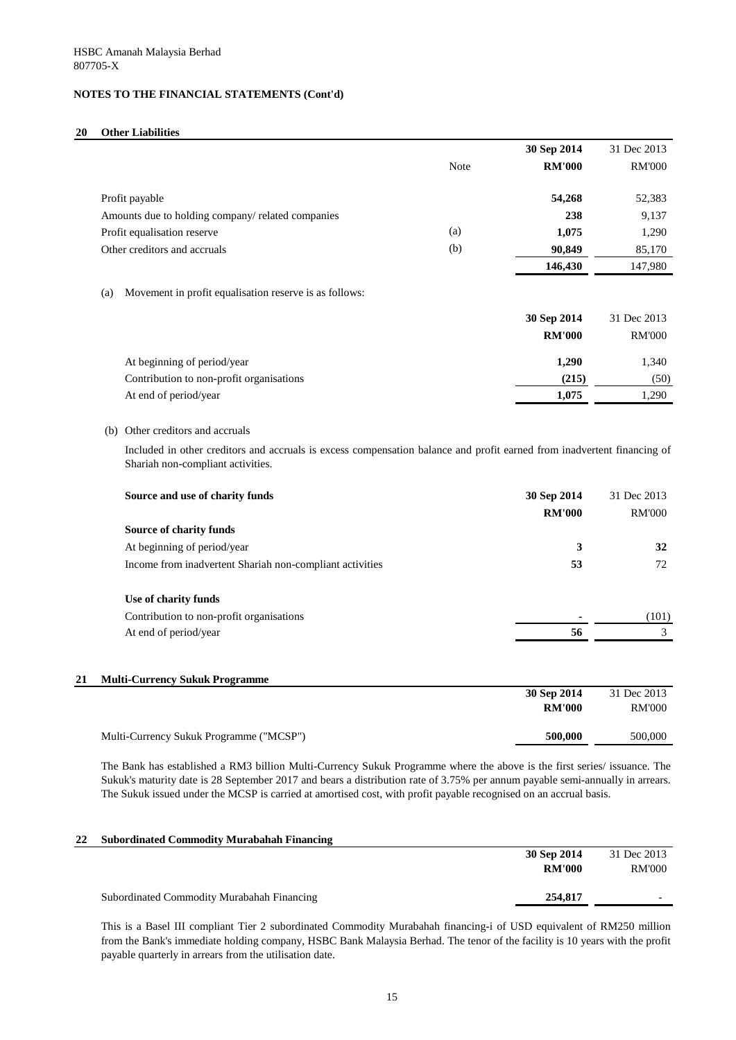HSBC Amanah Malaysia Berhad
807705-X

**NOTES TO THE FINANCIAL STATEMENTS (Cont'd)**

## 20 Other Liabilities

| | Note | 30 Sep 2014 RM'000 | 31 Dec 2013 RM'000 |
|---|---|---|---|
| Profit payable | | **54,268** | 52,383 |
| Amounts due to holding company/ related companies | | **238** | 9,137 |
| Profit equalisation reserve | (a) | **1,075** | 1,290 |
| Other creditors and accruals | (b) | **90,849** | 85,170 |
| | | **146,430** | 147,980 |

(a) Movement in profit equalisation reserve is as follows:

| | 30 Sep 2014 RM'000 | 31 Dec 2013 RM'000 |
|---|---|---|
| At beginning of period/year | **1,290** | 1,340 |
| Contribution to non-profit organisations | **(215)** | (50) |
| At end of period/year | **1,075** | 1,290 |

(b) Other creditors and accruals

Included in other creditors and accruals is excess compensation balance and profit earned from inadvertent financing of Shariah non-compliant activities.

| Source and use of charity funds | 30 Sep 2014 RM'000 | 31 Dec 2013 RM'000 |
|---|---|---|
| **Source of charity funds** | | |
| At beginning of period/year | **3** | **32** |
| Income from inadvertent Shariah non-compliant activities | **53** | 72 |
| **Use of charity funds** | | |
| Contribution to non-profit organisations | **-** | (101) |
| At end of period/year | **56** | 3 |

## 21 Multi-Currency Sukuk Programme

| | 30 Sep 2014 RM'000 | 31 Dec 2013 RM'000 |
|---|---|---|
| Multi-Currency Sukuk Programme ("MCSP") | **500,000** | 500,000 |

The Bank has established a RM3 billion Multi-Currency Sukuk Programme where the above is the first series/ issuance. The Sukuk's maturity date is 28 September 2017 and bears a distribution rate of 3.75% per annum payable semi-annually in arrears. The Sukuk issued under the MCSP is carried at amortised cost, with profit payable recognised on an accrual basis.

## 22 Subordinated Commodity Murabahah Financing

| | 30 Sep 2014 RM'000 | 31 Dec 2013 RM'000 |
|---|---|---|
| Subordinated Commodity Murabahah Financing | **254,817** | - |

This is a Basel III compliant Tier 2 subordinated Commodity Murabahah financing-i of USD equivalent of RM250 million from the Bank's immediate holding company, HSBC Bank Malaysia Berhad. The tenor of the facility is 10 years with the profit payable quarterly in arrears from the utilisation date.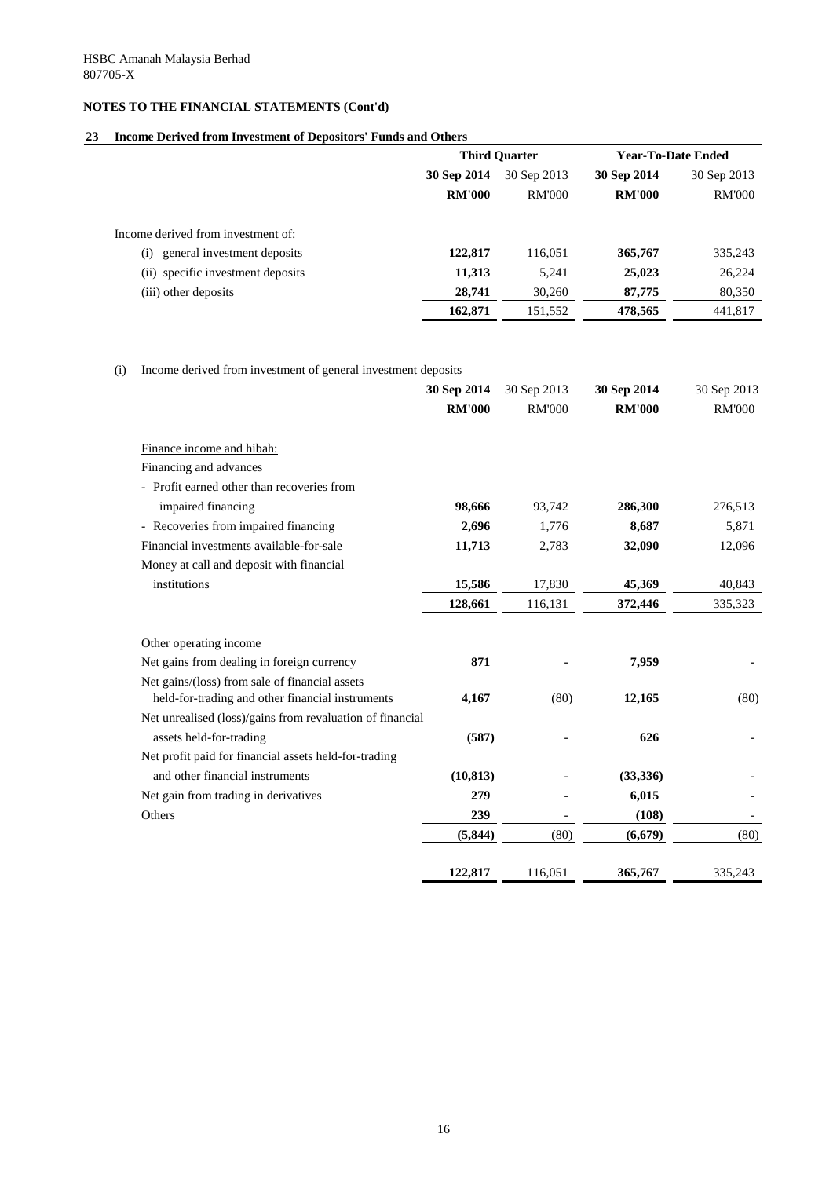HSBC Amanah Malaysia Berhad
807705-X

**NOTES TO THE FINANCIAL STATEMENTS (Cont'd)**

## 23 Income Derived from Investment of Depositors' Funds and Others

| | Third Quarter | | Year-To-Date Ended | |
|---|---|---|---|---|
| | **30 Sep 2014** | 30 Sep 2013 | **30 Sep 2014** | 30 Sep 2013 |
| | **RM'000** | RM'000 | **RM'000** | RM'000 |
| Income derived from investment of: | | | | |
| (i) general investment deposits | **122,817** | 116,051 | **365,767** | 335,243 |
| (ii) specific investment deposits | **11,313** | 5,241 | **25,023** | 26,224 |
| (iii) other deposits | **28,741** | 30,260 | **87,775** | 80,350 |
| | **162,871** | 151,552 | **478,565** | 441,817 |

(i) Income derived from investment of general investment deposits

| | **30 Sep 2014** | 30 Sep 2013 | **30 Sep 2014** | 30 Sep 2013 |
|---|---|---|---|---|
| | **RM'000** | RM'000 | **RM'000** | RM'000 |
| Finance income and hibah: | | | | |
| Financing and advances | | | | |
| - Profit earned other than recoveries from impaired financing | **98,666** | 93,742 | **286,300** | 276,513 |
| - Recoveries from impaired financing | **2,696** | 1,776 | **8,687** | 5,871 |
| Financial investments available-for-sale | **11,713** | 2,783 | **32,090** | 12,096 |
| Money at call and deposit with financial institutions | **15,586** | 17,830 | **45,369** | 40,843 |
| | **128,661** | 116,131 | **372,446** | 335,323 |
| Other operating income | | | | |
| Net gains from dealing in foreign currency | **871** | - | **7,959** | - |
| Net gains/(loss) from sale of financial assets held-for-trading and other financial instruments | **4,167** | (80) | **12,165** | (80) |
| Net unrealised (loss)/gains from revaluation of financial assets held-for-trading | **(587)** | - | **626** | - |
| Net profit paid for financial assets held-for-trading and other financial instruments | **(10,813)** | - | **(33,336)** | - |
| Net gain from trading in derivatives | **279** | - | **6,015** | - |
| Others | **239** | - | **(108)** | - |
| | **(5,844)** | (80) | **(6,679)** | (80) |
| | **122,817** | 116,051 | **365,767** | 335,243 |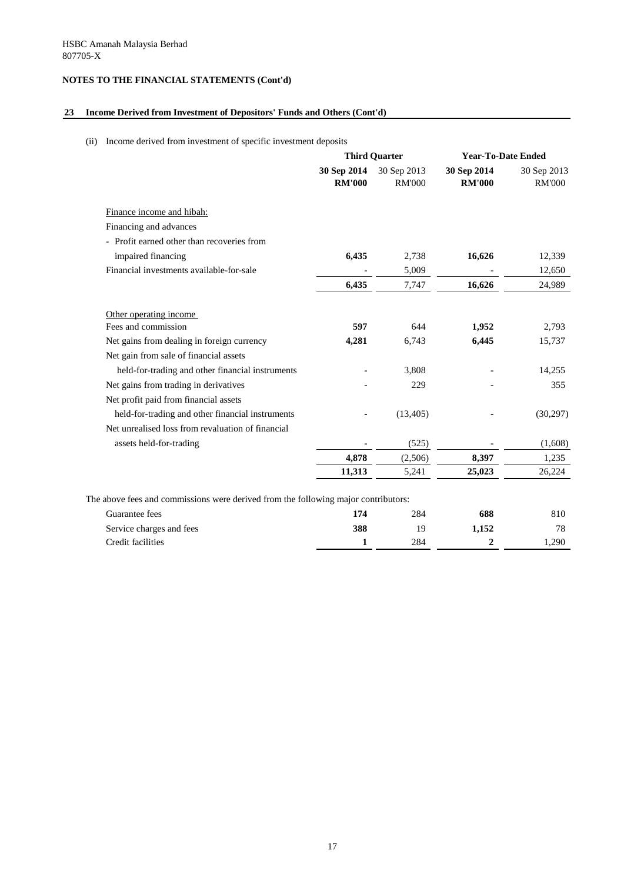HSBC Amanah Malaysia Berhad
807705-X

## NOTES TO THE FINANCIAL STATEMENTS (Cont'd)

### 23 Income Derived from Investment of Depositors' Funds and Others (Cont'd)

(ii) Income derived from investment of specific investment deposits

| | Third Quarter | | Year-To-Date Ended | |
|---|---|---|---|---|
| | **30 Sep 2014** | 30 Sep 2013 | **30 Sep 2014** | 30 Sep 2013 |
| | **RM'000** | RM'000 | **RM'000** | RM'000 |
| Finance income and hibah: | | | | |
| Financing and advances | | | | |
| - Profit earned other than recoveries from impaired financing | **6,435** | 2,738 | **16,626** | 12,339 |
| Financial investments available-for-sale | **-** | 5,009 | **-** | 12,650 |
| | **6,435** | 7,747 | **16,626** | 24,989 |
| Other operating income | | | | |
| Fees and commission | **597** | 644 | **1,952** | 2,793 |
| Net gains from dealing in foreign currency | **4,281** | 6,743 | **6,445** | 15,737 |
| Net gain from sale of financial assets held-for-trading and other financial instruments | **-** | 3,808 | **-** | 14,255 |
| Net gains from trading in derivatives | **-** | 229 | **-** | 355 |
| Net profit paid from financial assets held-for-trading and other financial instruments | **-** | (13,405) | **-** | (30,297) |
| Net unrealised loss from revaluation of financial assets held-for-trading | **-** | (525) | **-** | (1,608) |
| | **4,878** | (2,506) | **8,397** | 1,235 |
| | **11,313** | 5,241 | **25,023** | 26,224 |

The above fees and commissions were derived from the following major contributors:

| | | | | |
|---|---|---|---|---|
| Guarantee fees | **174** | 284 | **688** | 810 |
| Service charges and fees | **388** | 19 | **1,152** | 78 |
| Credit facilities | **1** | 284 | **2** | 1,290 |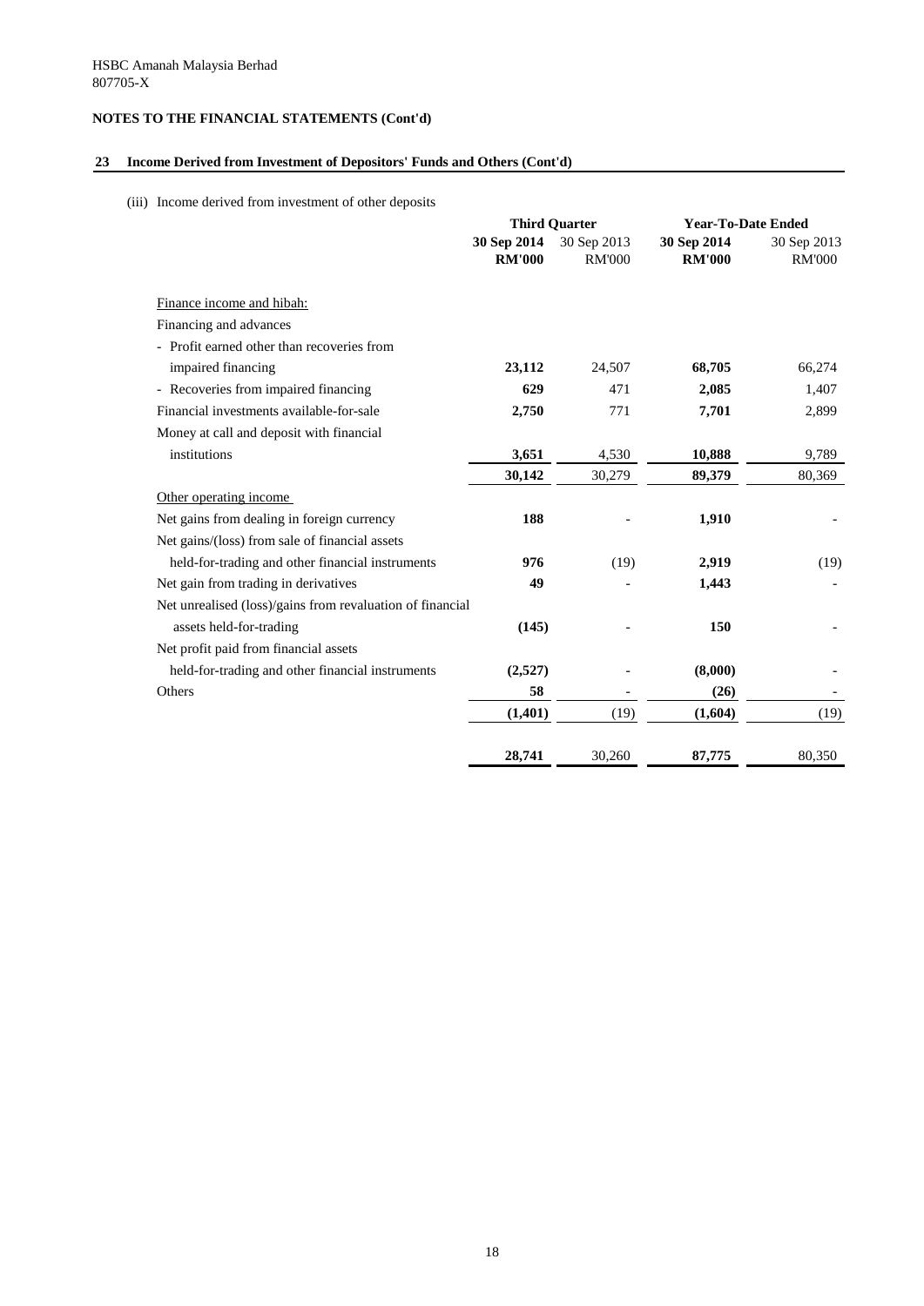HSBC Amanah Malaysia Berhad
807705-X

**NOTES TO THE FINANCIAL STATEMENTS (Cont'd)**

## 23 Income Derived from Investment of Depositors' Funds and Others (Cont'd)

(iii) Income derived from investment of other deposits

| | Third Quarter | | Year-To-Date Ended | |
|---|---|---|---|---|
| | **30 Sep 2014** | 30 Sep 2013 | **30 Sep 2014** | 30 Sep 2013 |
| | **RM'000** | RM'000 | **RM'000** | RM'000 |
| Finance income and hibah: | | | | |
| Financing and advances | | | | |
| - Profit earned other than recoveries from impaired financing | **23,112** | 24,507 | **68,705** | 66,274 |
| - Recoveries from impaired financing | **629** | 471 | **2,085** | 1,407 |
| Financial investments available-for-sale | **2,750** | 771 | **7,701** | 2,899 |
| Money at call and deposit with financial institutions | **3,651** | 4,530 | **10,888** | 9,789 |
| | **30,142** | 30,279 | **89,379** | 80,369 |
| Other operating income | | | | |
| Net gains from dealing in foreign currency | **188** | - | **1,910** | - |
| Net gains/(loss) from sale of financial assets held-for-trading and other financial instruments | **976** | (19) | **2,919** | (19) |
| Net gain from trading in derivatives | **49** | - | **1,443** | - |
| Net unrealised (loss)/gains from revaluation of financial assets held-for-trading | **(145)** | - | **150** | - |
| Net profit paid from financial assets held-for-trading and other financial instruments | **(2,527)** | - | **(8,000)** | - |
| Others | **58** | - | **(26)** | - |
| | **(1,401)** | (19) | **(1,604)** | (19) |
| | **28,741** | 30,260 | **87,775** | 80,350 |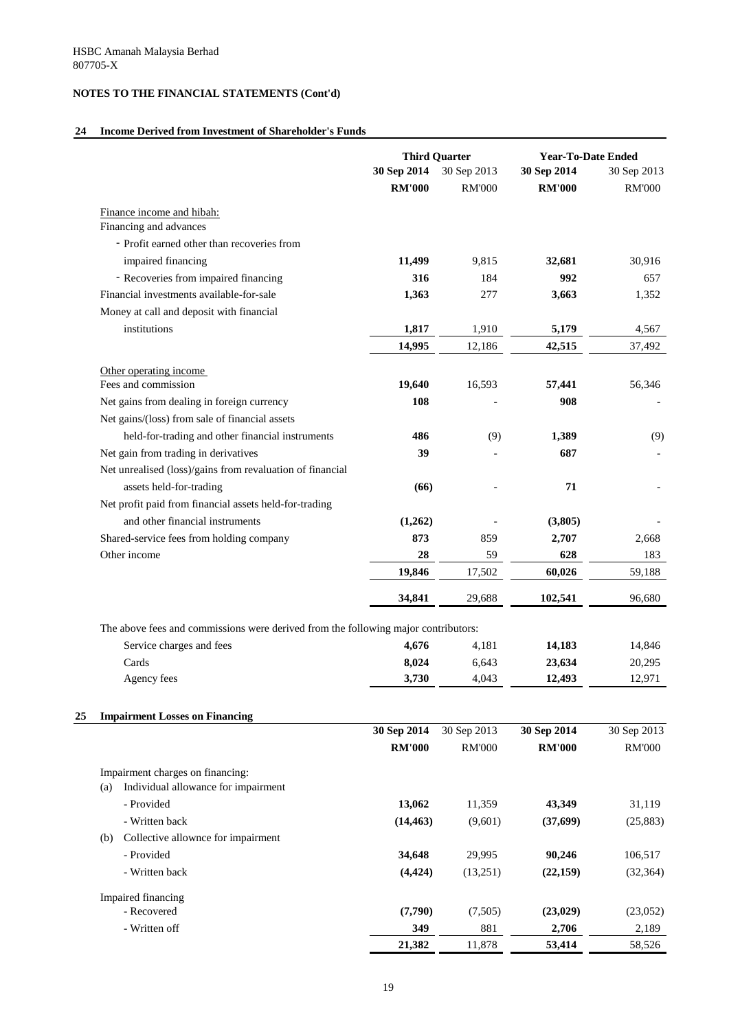HSBC Amanah Malaysia Berhad
807705-X

## NOTES TO THE FINANCIAL STATEMENTS (Cont'd)

### 24 Income Derived from Investment of Shareholder's Funds

| | Third Quarter | | Year-To-Date Ended | |
|---|---|---|---|---|
| | **30 Sep 2014** | 30 Sep 2013 | **30 Sep 2014** | 30 Sep 2013 |
| | **RM'000** | RM'000 | **RM'000** | RM'000 |
| Finance income and hibah: | | | | |
| Financing and advances | | | | |
| - Profit earned other than recoveries from impaired financing | **11,499** | 9,815 | **32,681** | 30,916 |
| - Recoveries from impaired financing | **316** | 184 | **992** | 657 |
| Financial investments available-for-sale | **1,363** | 277 | **3,663** | 1,352 |
| Money at call and deposit with financial institutions | **1,817** | 1,910 | **5,179** | 4,567 |
| | **14,995** | 12,186 | **42,515** | 37,492 |
| Other operating income | | | | |
| Fees and commission | **19,640** | 16,593 | **57,441** | 56,346 |
| Net gains from dealing in foreign currency | **108** | - | **908** | - |
| Net gains/(loss) from sale of financial assets held-for-trading and other financial instruments | **486** | (9) | **1,389** | (9) |
| Net gain from trading in derivatives | **39** | - | **687** | - |
| Net unrealised (loss)/gains from revaluation of financial assets held-for-trading | **(66)** | - | **71** | - |
| Net profit paid from financial assets held-for-trading and other financial instruments | **(1,262)** | - | **(3,805)** | - |
| Shared-service fees from holding company | **873** | 859 | **2,707** | 2,668 |
| Other income | **28** | 59 | **628** | 183 |
| | **19,846** | 17,502 | **60,026** | 59,188 |
| | **34,841** | 29,688 | **102,541** | 96,680 |

The above fees and commissions were derived from the following major contributors:

| | | | | |
|---|---|---|---|---|
| Service charges and fees | **4,676** | 4,181 | **14,183** | 14,846 |
| Cards | **8,024** | 6,643 | **23,634** | 20,295 |
| Agency fees | **3,730** | 4,043 | **12,493** | 12,971 |

### 25 Impairment Losses on Financing

| | **30 Sep 2014** | 30 Sep 2013 | **30 Sep 2014** | 30 Sep 2013 |
|---|---|---|---|---|
| | **RM'000** | RM'000 | **RM'000** | RM'000 |
| Impairment charges on financing: | | | | |
| (a) Individual allowance for impairment | | | | |
| - Provided | **13,062** | 11,359 | **43,349** | 31,119 |
| - Written back | **(14,463)** | (9,601) | **(37,699)** | (25,883) |
| (b) Collective allownce for impairment | | | | |
| - Provided | **34,648** | 29,995 | **90,246** | 106,517 |
| - Written back | **(4,424)** | (13,251) | **(22,159)** | (32,364) |
| Impaired financing | | | | |
| - Recovered | **(7,790)** | (7,505) | **(23,029)** | (23,052) |
| - Written off | **349** | 881 | **2,706** | 2,189 |
| | **21,382** | 11,878 | **53,414** | 58,526 |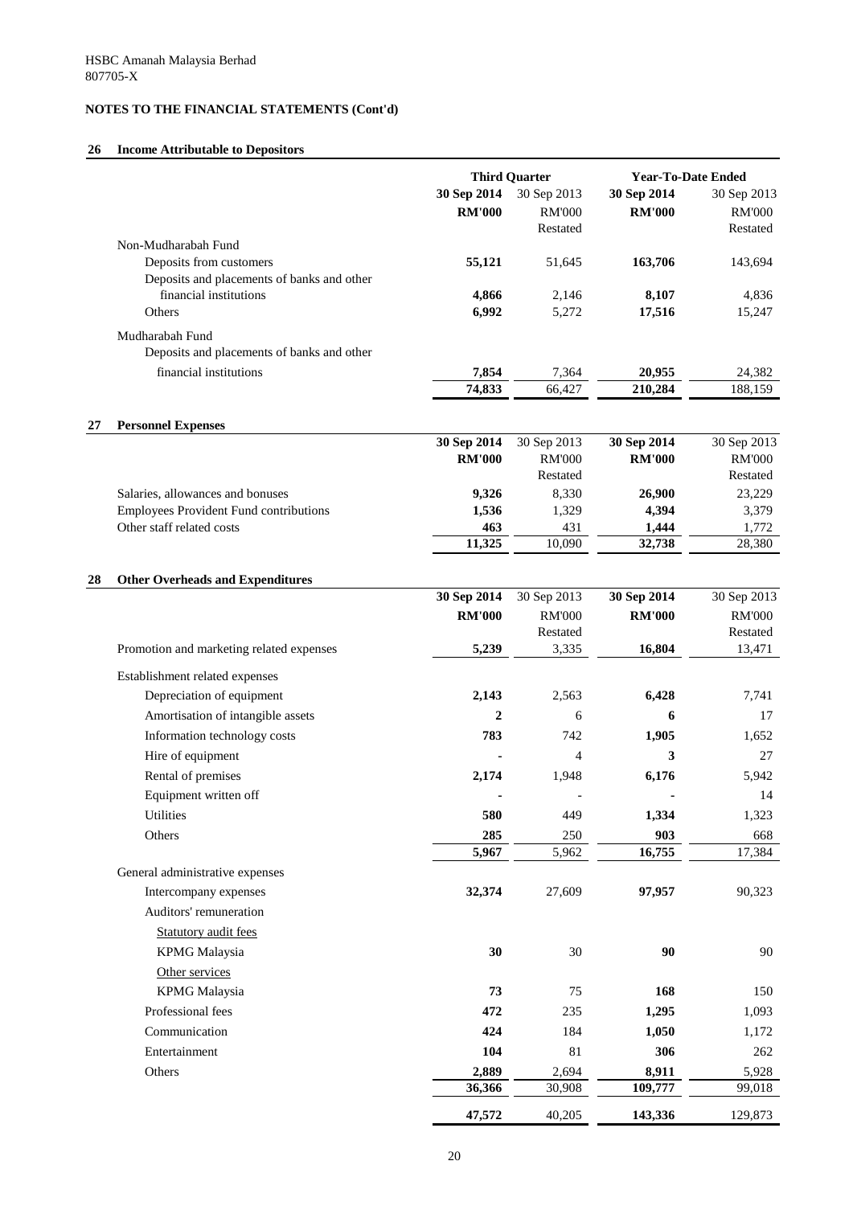HSBC Amanah Malaysia Berhad
807705-X

## NOTES TO THE FINANCIAL STATEMENTS (Cont'd)

### 26 Income Attributable to Depositors

| | Third Quarter | | Year-To-Date Ended | |
|---|---|---|---|---|
| | **30 Sep 2014** | 30 Sep 2013 | **30 Sep 2014** | 30 Sep 2013 |
| | **RM'000** | RM'000 | **RM'000** | RM'000 |
| | | Restated | | Restated |
| Non-Mudharabah Fund | | | | |
| Deposits from customers | **55,121** | 51,645 | **163,706** | 143,694 |
| Deposits and placements of banks and other financial institutions | **4,866** | 2,146 | **8,107** | 4,836 |
| Others | **6,992** | 5,272 | **17,516** | 15,247 |
| Mudharabah Fund | | | | |
| Deposits and placements of banks and other financial institutions | **7,854** | 7,364 | **20,955** | 24,382 |
| | **74,833** | 66,427 | **210,284** | 188,159 |

### 27 Personnel Expenses

| | **30 Sep 2014** | 30 Sep 2013 | **30 Sep 2014** | 30 Sep 2013 |
|---|---|---|---|---|
| | **RM'000** | RM'000 | **RM'000** | RM'000 |
| | | Restated | | Restated |
| Salaries, allowances and bonuses | **9,326** | 8,330 | **26,900** | 23,229 |
| Employees Provident Fund contributions | **1,536** | 1,329 | **4,394** | 3,379 |
| Other staff related costs | **463** | 431 | **1,444** | 1,772 |
| | **11,325** | 10,090 | **32,738** | 28,380 |

### 28 Other Overheads and Expenditures

| | **30 Sep 2014** | 30 Sep 2013 | **30 Sep 2014** | 30 Sep 2013 |
|---|---|---|---|---|
| | **RM'000** | RM'000 | **RM'000** | RM'000 |
| | | Restated | | Restated |
| Promotion and marketing related expenses | **5,239** | 3,335 | **16,804** | 13,471 |
| Establishment related expenses | | | | |
| Depreciation of equipment | **2,143** | 2,563 | **6,428** | 7,741 |
| Amortisation of intangible assets | **2** | 6 | **6** | 17 |
| Information technology costs | **783** | 742 | **1,905** | 1,652 |
| Hire of equipment | **-** | 4 | **3** | 27 |
| Rental of premises | **2,174** | 1,948 | **6,176** | 5,942 |
| Equipment written off | **-** | - | **-** | 14 |
| Utilities | **580** | 449 | **1,334** | 1,323 |
| Others | **285** | 250 | **903** | 668 |
| | **5,967** | 5,962 | **16,755** | 17,384 |
| General administrative expenses | | | | |
| Intercompany expenses | **32,374** | 27,609 | **97,957** | 90,323 |
| Auditors' remuneration | | | | |
| Statutory audit fees | | | | |
| KPMG Malaysia | **30** | 30 | **90** | 90 |
| Other services | | | | |
| KPMG Malaysia | **73** | 75 | **168** | 150 |
| Professional fees | **472** | 235 | **1,295** | 1,093 |
| Communication | **424** | 184 | **1,050** | 1,172 |
| Entertainment | **104** | 81 | **306** | 262 |
| Others | **2,889** | 2,694 | **8,911** | 5,928 |
| | **36,366** | 30,908 | **109,777** | 99,018 |
| | **47,572** | 40,205 | **143,336** | 129,873 |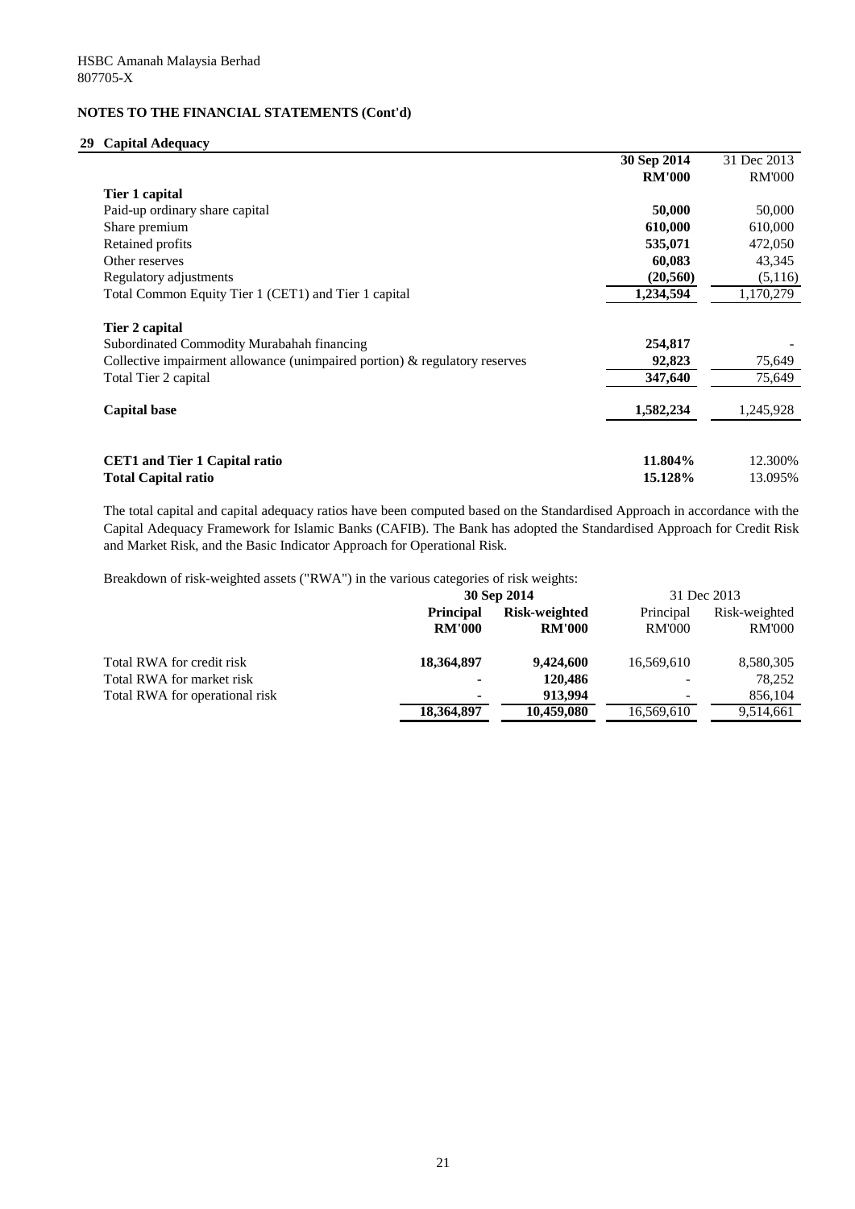HSBC Amanah Malaysia Berhad
807705-X

## NOTES TO THE FINANCIAL STATEMENTS (Cont'd)

### 29 Capital Adequacy

| | 30 Sep 2014 | 31 Dec 2013 |
|---|---|---|
| | RM'000 | RM'000 |
| **Tier 1 capital** | | |
| Paid-up ordinary share capital | **50,000** | 50,000 |
| Share premium | **610,000** | 610,000 |
| Retained profits | **535,071** | 472,050 |
| Other reserves | **60,083** | 43,345 |
| Regulatory adjustments | **(20,560)** | (5,116) |
| Total Common Equity Tier 1 (CET1) and Tier 1 capital | **1,234,594** | 1,170,279 |
| **Tier 2 capital** | | |
| Subordinated Commodity Murabahah financing | **254,817** | - |
| Collective impairment allowance (unimpaired portion) & regulatory reserves | **92,823** | 75,649 |
| Total Tier 2 capital | **347,640** | 75,649 |
| **Capital base** | **1,582,234** | 1,245,928 |
| **CET1 and Tier 1 Capital ratio** | **11.804%** | 12.300% |
| **Total Capital ratio** | **15.128%** | 13.095% |

The total capital and capital adequacy ratios have been computed based on the Standardised Approach in accordance with the Capital Adequacy Framework for Islamic Banks (CAFIB). The Bank has adopted the Standardised Approach for Credit Risk and Market Risk, and the Basic Indicator Approach for Operational Risk.

Breakdown of risk-weighted assets ("RWA") in the various categories of risk weights:

| | 30 Sep 2014 | | 31 Dec 2013 | |
|---|---|---|---|---|
| | Principal | Risk-weighted | Principal | Risk-weighted |
| | RM'000 | RM'000 | RM'000 | RM'000 |
| Total RWA for credit risk | **18,364,897** | **9,424,600** | 16,569,610 | 8,580,305 |
| Total RWA for market risk | **-** | **120,486** | - | 78,252 |
| Total RWA for operational risk | **-** | **913,994** | - | 856,104 |
| | **18,364,897** | **10,459,080** | 16,569,610 | 9,514,661 |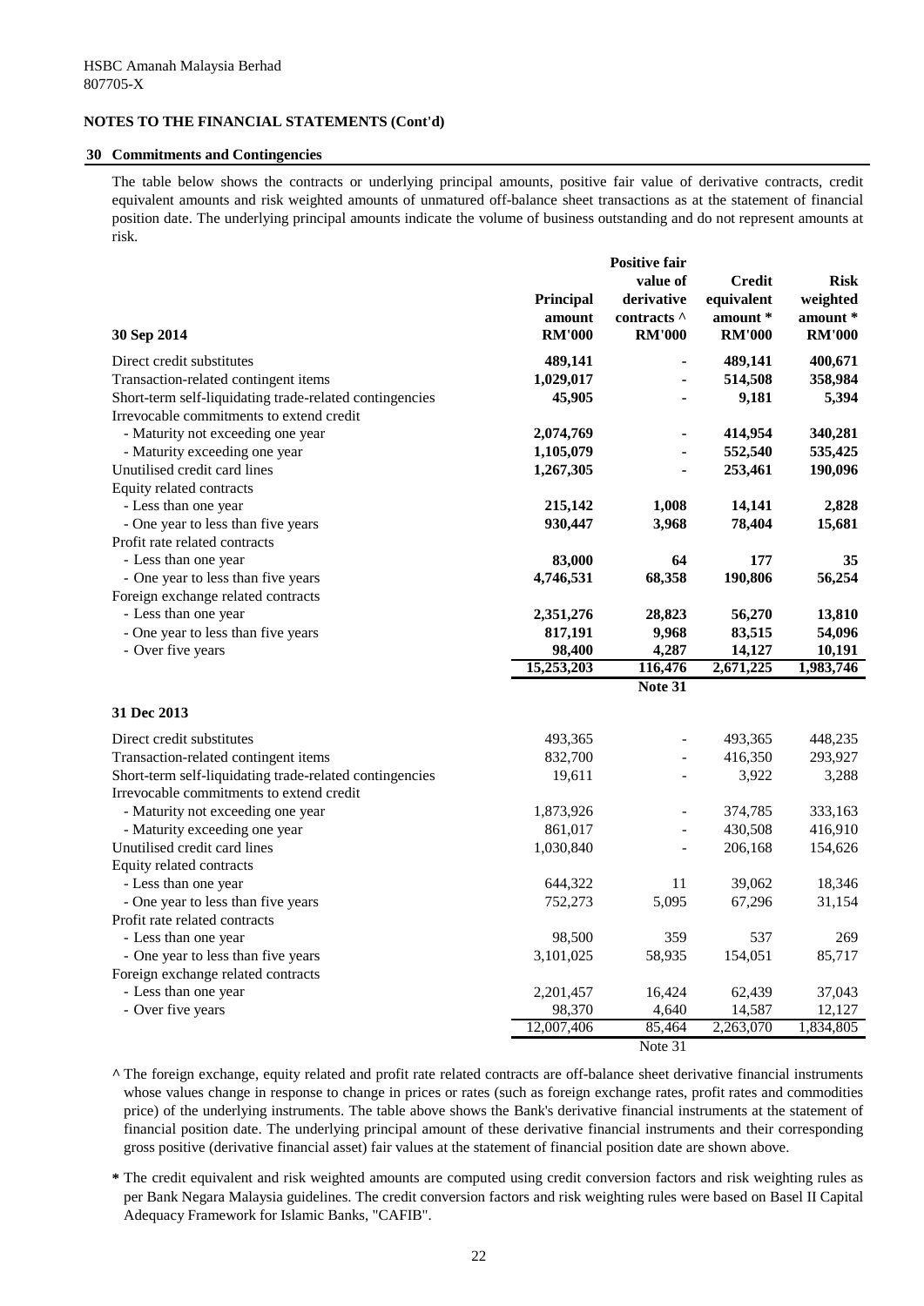HSBC Amanah Malaysia Berhad
807705-X

## NOTES TO THE FINANCIAL STATEMENTS (Cont'd)

### 30 Commitments and Contingencies

The table below shows the contracts or underlying principal amounts, positive fair value of derivative contracts, credit equivalent amounts and risk weighted amounts of unmatured off-balance sheet transactions as at the statement of financial position date. The underlying principal amounts indicate the volume of business outstanding and do not represent amounts at risk.

| 30 Sep 2014 | Principal amount RM'000 | Positive fair value of derivative contracts ^ RM'000 | Credit equivalent amount * RM'000 | Risk weighted amount * RM'000 |
|---|---|---|---|---|
| Direct credit substitutes | **489,141** | **-** | **489,141** | **400,671** |
| Transaction-related contingent items | **1,029,017** | **-** | **514,508** | **358,984** |
| Short-term self-liquidating trade-related contingencies | **45,905** | **-** | **9,181** | **5,394** |
| Irrevocable commitments to extend credit | | | | |
| - Maturity not exceeding one year | **2,074,769** | **-** | **414,954** | **340,281** |
| - Maturity exceeding one year | **1,105,079** | **-** | **552,540** | **535,425** |
| Unutilised credit card lines | **1,267,305** | **-** | **253,461** | **190,096** |
| Equity related contracts | | | | |
| - Less than one year | **215,142** | **1,008** | **14,141** | **2,828** |
| - One year to less than five years | **930,447** | **3,968** | **78,404** | **15,681** |
| Profit rate related contracts | | | | |
| - Less than one year | **83,000** | **64** | **177** | **35** |
| - One year to less than five years | **4,746,531** | **68,358** | **190,806** | **56,254** |
| Foreign exchange related contracts | | | | |
| - Less than one year | **2,351,276** | **28,823** | **56,270** | **13,810** |
| - One year to less than five years | **817,191** | **9,968** | **83,515** | **54,096** |
| - Over five years | **98,400** | **4,287** | **14,127** | **10,191** |
| | **15,253,203** | **116,476** | **2,671,225** | **1,983,746** |
| | | **Note 31** | | |
| **31 Dec 2013** | | | | |
| Direct credit substitutes | 493,365 | - | 493,365 | 448,235 |
| Transaction-related contingent items | 832,700 | - | 416,350 | 293,927 |
| Short-term self-liquidating trade-related contingencies | 19,611 | - | 3,922 | 3,288 |
| Irrevocable commitments to extend credit | | | | |
| - Maturity not exceeding one year | 1,873,926 | - | 374,785 | 333,163 |
| - Maturity exceeding one year | 861,017 | - | 430,508 | 416,910 |
| Unutilised credit card lines | 1,030,840 | - | 206,168 | 154,626 |
| Equity related contracts | | | | |
| - Less than one year | 644,322 | 11 | 39,062 | 18,346 |
| - One year to less than five years | 752,273 | 5,095 | 67,296 | 31,154 |
| Profit rate related contracts | | | | |
| - Less than one year | 98,500 | 359 | 537 | 269 |
| - One year to less than five years | 3,101,025 | 58,935 | 154,051 | 85,717 |
| Foreign exchange related contracts | | | | |
| - Less than one year | 2,201,457 | 16,424 | 62,439 | 37,043 |
| - Over five years | 98,370 | 4,640 | 14,587 | 12,127 |
| | 12,007,406 | 85,464 | 2,263,070 | 1,834,805 |
| | | Note 31 | | |

^ The foreign exchange, equity related and profit rate related contracts are off-balance sheet derivative financial instruments whose values change in response to change in prices or rates (such as foreign exchange rates, profit rates and commodities price) of the underlying instruments. The table above shows the Bank's derivative financial instruments at the statement of financial position date. The underlying principal amount of these derivative financial instruments and their corresponding gross positive (derivative financial asset) fair values at the statement of financial position date are shown above.

* The credit equivalent and risk weighted amounts are computed using credit conversion factors and risk weighting rules as per Bank Negara Malaysia guidelines. The credit conversion factors and risk weighting rules were based on Basel II Capital Adequacy Framework for Islamic Banks, "CAFIB".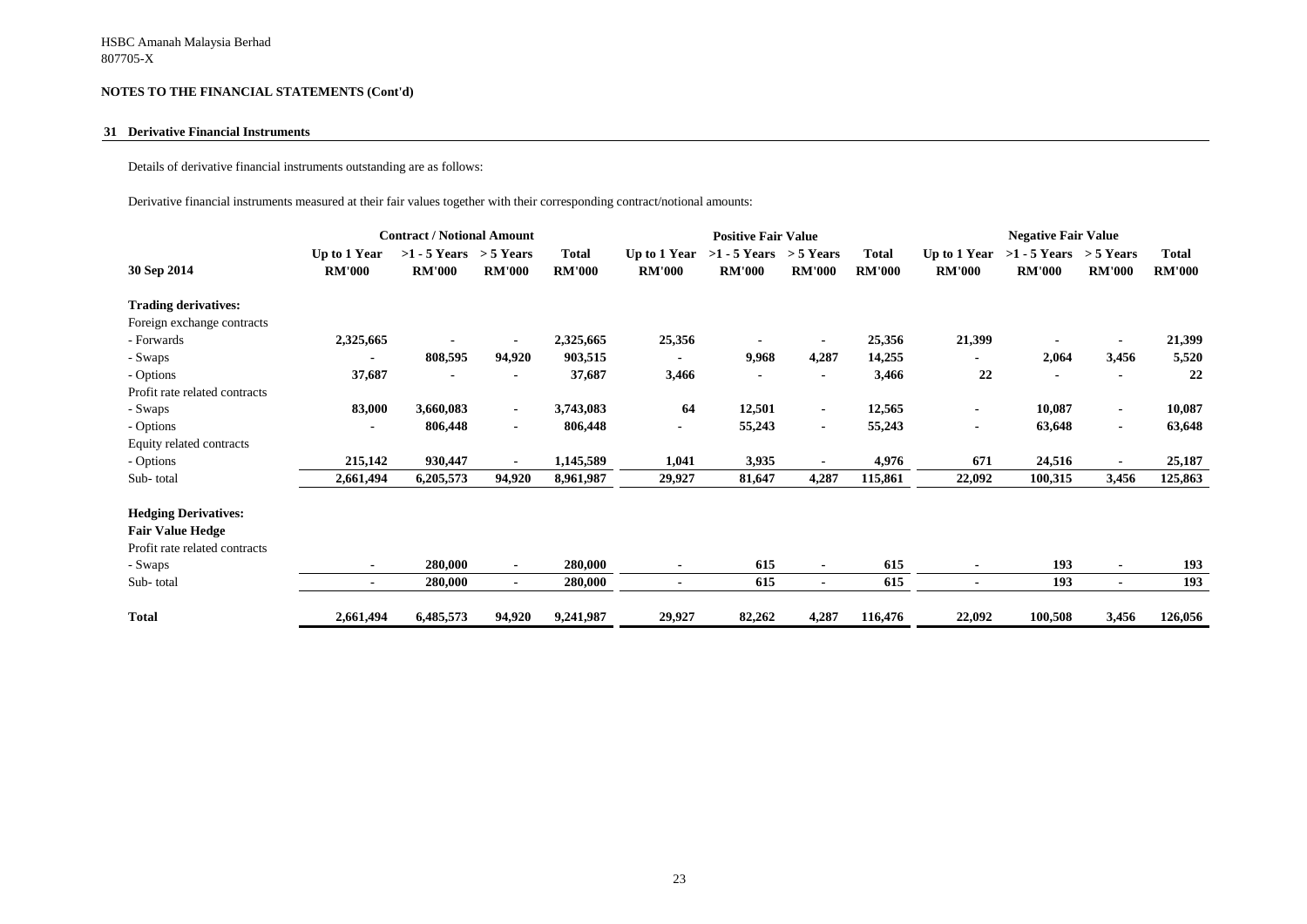HSBC Amanah Malaysia Berhad
807705-X

**NOTES TO THE FINANCIAL STATEMENTS (Cont'd)**

## 31 Derivative Financial Instruments

Details of derivative financial instruments outstanding are as follows:

Derivative financial instruments measured at their fair values together with their corresponding contract/notional amounts:

| | Contract / Notional Amount | | | | Positive Fair Value | | | | Negative Fair Value | | | |
|---|---|---|---|---|---|---|---|---|---|---|---|---|
| **30 Sep 2014** | **Up to 1 Year RM'000** | **>1 - 5 Years RM'000** | **> 5 Years RM'000** | **Total RM'000** | **Up to 1 Year RM'000** | **>1 - 5 Years RM'000** | **> 5 Years RM'000** | **Total RM'000** | **Up to 1 Year RM'000** | **>1 - 5 Years RM'000** | **> 5 Years RM'000** | **Total RM'000** |
| **Trading derivatives:** | | | | | | | | | | | | |
| Foreign exchange contracts | | | | | | | | | | | | |
| - Forwards | 2,325,665 | - | - | 2,325,665 | 25,356 | - | - | 25,356 | 21,399 | - | - | 21,399 |
| - Swaps | - | 808,595 | 94,920 | 903,515 | - | 9,968 | 4,287 | 14,255 | - | 2,064 | 3,456 | 5,520 |
| - Options | 37,687 | - | - | 37,687 | 3,466 | - | - | 3,466 | 22 | - | - | 22 |
| Profit rate related contracts | | | | | | | | | | | | |
| - Swaps | 83,000 | 3,660,083 | - | 3,743,083 | 64 | 12,501 | - | 12,565 | - | 10,087 | - | 10,087 |
| - Options | - | 806,448 | - | 806,448 | - | 55,243 | - | 55,243 | - | 63,648 | - | 63,648 |
| Equity related contracts | | | | | | | | | | | | |
| - Options | 215,142 | 930,447 | - | 1,145,589 | 1,041 | 3,935 | - | 4,976 | 671 | 24,516 | - | 25,187 |
| Sub- total | 2,661,494 | 6,205,573 | 94,920 | 8,961,987 | 29,927 | 81,647 | 4,287 | 115,861 | 22,092 | 100,315 | 3,456 | 125,863 |
| **Hedging Derivatives:** | | | | | | | | | | | | |
| **Fair Value Hedge** | | | | | | | | | | | | |
| Profit rate related contracts | | | | | | | | | | | | |
| - Swaps | - | 280,000 | - | 280,000 | - | 615 | - | 615 | - | 193 | - | 193 |
| Sub- total | - | 280,000 | - | 280,000 | - | 615 | - | 615 | - | 193 | - | 193 |
| **Total** | 2,661,494 | 6,485,573 | 94,920 | 9,241,987 | 29,927 | 82,262 | 4,287 | 116,476 | 22,092 | 100,508 | 3,456 | 126,056 |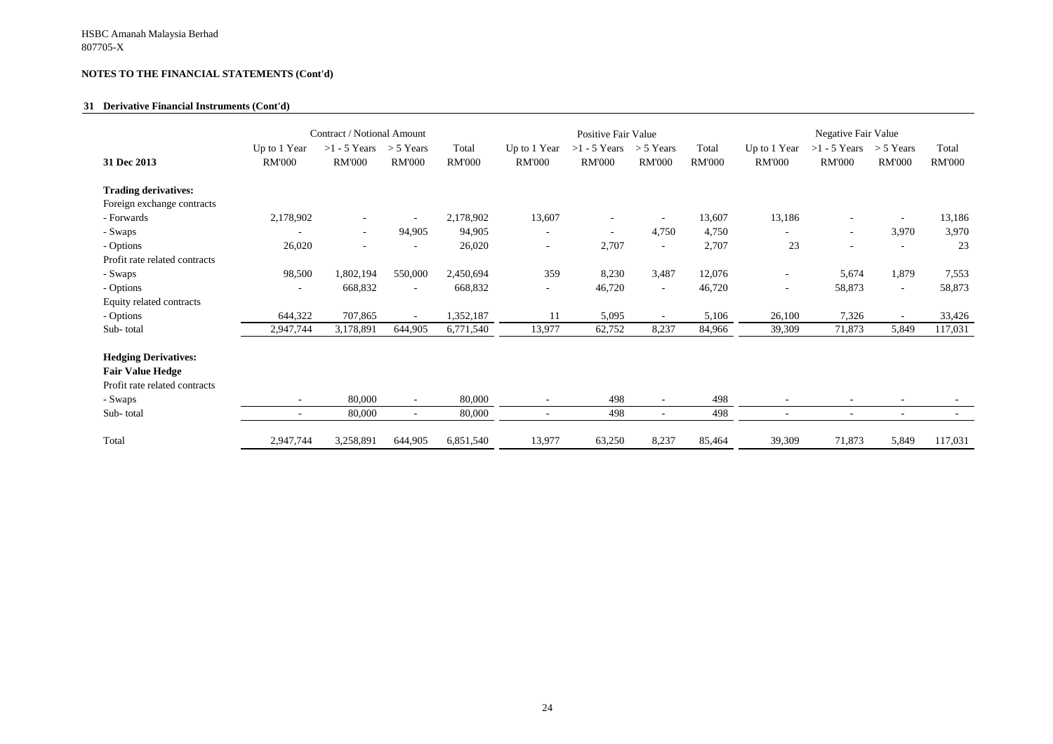HSBC Amanah Malaysia Berhad
807705-X

**NOTES TO THE FINANCIAL STATEMENTS (Cont'd)**

**31 Derivative Financial Instruments (Cont'd)**

| | Contract / Notional Amount | | | | Positive Fair Value | | | | Negative Fair Value | | | |
|---|---|---|---|---|---|---|---|---|---|---|---|---|
| **31 Dec 2013** | Up to 1 Year RM'000 | >1 - 5 Years RM'000 | > 5 Years RM'000 | Total RM'000 | Up to 1 Year RM'000 | >1 - 5 Years RM'000 | > 5 Years RM'000 | Total RM'000 | Up to 1 Year RM'000 | >1 - 5 Years RM'000 | > 5 Years RM'000 | Total RM'000 |
| **Trading derivatives:** | | | | | | | | | | | | |
| Foreign exchange contracts | | | | | | | | | | | | |
| - Forwards | 2,178,902 | - | - | 2,178,902 | 13,607 | - | - | 13,607 | 13,186 | - | - | 13,186 |
| - Swaps | - | - | 94,905 | 94,905 | - | - | 4,750 | 4,750 | - | - | 3,970 | 3,970 |
| - Options | 26,020 | - | - | 26,020 | - | 2,707 | - | 2,707 | 23 | - | - | 23 |
| Profit rate related contracts | | | | | | | | | | | | |
| - Swaps | 98,500 | 1,802,194 | 550,000 | 2,450,694 | 359 | 8,230 | 3,487 | 12,076 | - | 5,674 | 1,879 | 7,553 |
| - Options | - | 668,832 | - | 668,832 | - | 46,720 | - | 46,720 | - | 58,873 | - | 58,873 |
| Equity related contracts | | | | | | | | | | | | |
| - Options | 644,322 | 707,865 | - | 1,352,187 | 11 | 5,095 | - | 5,106 | 26,100 | 7,326 | - | 33,426 |
| Sub- total | 2,947,744 | 3,178,891 | 644,905 | 6,771,540 | 13,977 | 62,752 | 8,237 | 84,966 | 39,309 | 71,873 | 5,849 | 117,031 |
| **Hedging Derivatives:** | | | | | | | | | | | | |
| **Fair Value Hedge** | | | | | | | | | | | | |
| Profit rate related contracts | | | | | | | | | | | | |
| - Swaps | - | 80,000 | - | 80,000 | - | 498 | - | 498 | - | - | - | - |
| Sub- total | - | 80,000 | - | 80,000 | - | 498 | - | 498 | - | - | - | - |
| Total | 2,947,744 | 3,258,891 | 644,905 | 6,851,540 | 13,977 | 63,250 | 8,237 | 85,464 | 39,309 | 71,873 | 5,849 | 117,031 |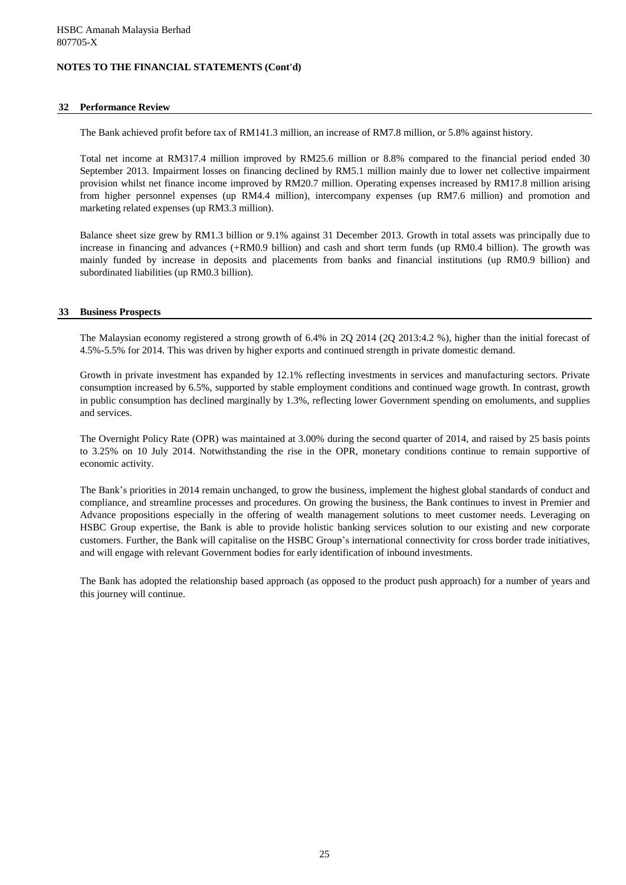HSBC Amanah Malaysia Berhad
807705-X

**NOTES TO THE FINANCIAL STATEMENTS (Cont'd)**

## 32 Performance Review

The Bank achieved profit before tax of RM141.3 million, an increase of RM7.8 million, or 5.8% against history.

Total net income at RM317.4 million improved by RM25.6 million or 8.8% compared to the financial period ended 30 September 2013. Impairment losses on financing declined by RM5.1 million mainly due to lower net collective impairment provision whilst net finance income improved by RM20.7 million. Operating expenses increased by RM17.8 million arising from higher personnel expenses (up RM4.4 million), intercompany expenses (up RM7.6 million) and promotion and marketing related expenses (up RM3.3 million).

Balance sheet size grew by RM1.3 billion or 9.1% against 31 December 2013. Growth in total assets was principally due to increase in financing and advances (+RM0.9 billion) and cash and short term funds (up RM0.4 billion). The growth was mainly funded by increase in deposits and placements from banks and financial institutions (up RM0.9 billion) and subordinated liabilities (up RM0.3 billion).

## 33 Business Prospects

The Malaysian economy registered a strong growth of 6.4% in 2Q 2014 (2Q 2013:4.2 %), higher than the initial forecast of 4.5%-5.5% for 2014. This was driven by higher exports and continued strength in private domestic demand.

Growth in private investment has expanded by 12.1% reflecting investments in services and manufacturing sectors. Private consumption increased by 6.5%, supported by stable employment conditions and continued wage growth. In contrast, growth in public consumption has declined marginally by 1.3%, reflecting lower Government spending on emoluments, and supplies and services.

The Overnight Policy Rate (OPR) was maintained at 3.00% during the second quarter of 2014, and raised by 25 basis points to 3.25% on 10 July 2014. Notwithstanding the rise in the OPR, monetary conditions continue to remain supportive of economic activity.

The Bank's priorities in 2014 remain unchanged, to grow the business, implement the highest global standards of conduct and compliance, and streamline processes and procedures. On growing the business, the Bank continues to invest in Premier and Advance propositions especially in the offering of wealth management solutions to meet customer needs. Leveraging on HSBC Group expertise, the Bank is able to provide holistic banking services solution to our existing and new corporate customers. Further, the Bank will capitalise on the HSBC Group's international connectivity for cross border trade initiatives, and will engage with relevant Government bodies for early identification of inbound investments.

The Bank has adopted the relationship based approach (as opposed to the product push approach) for a number of years and this journey will continue.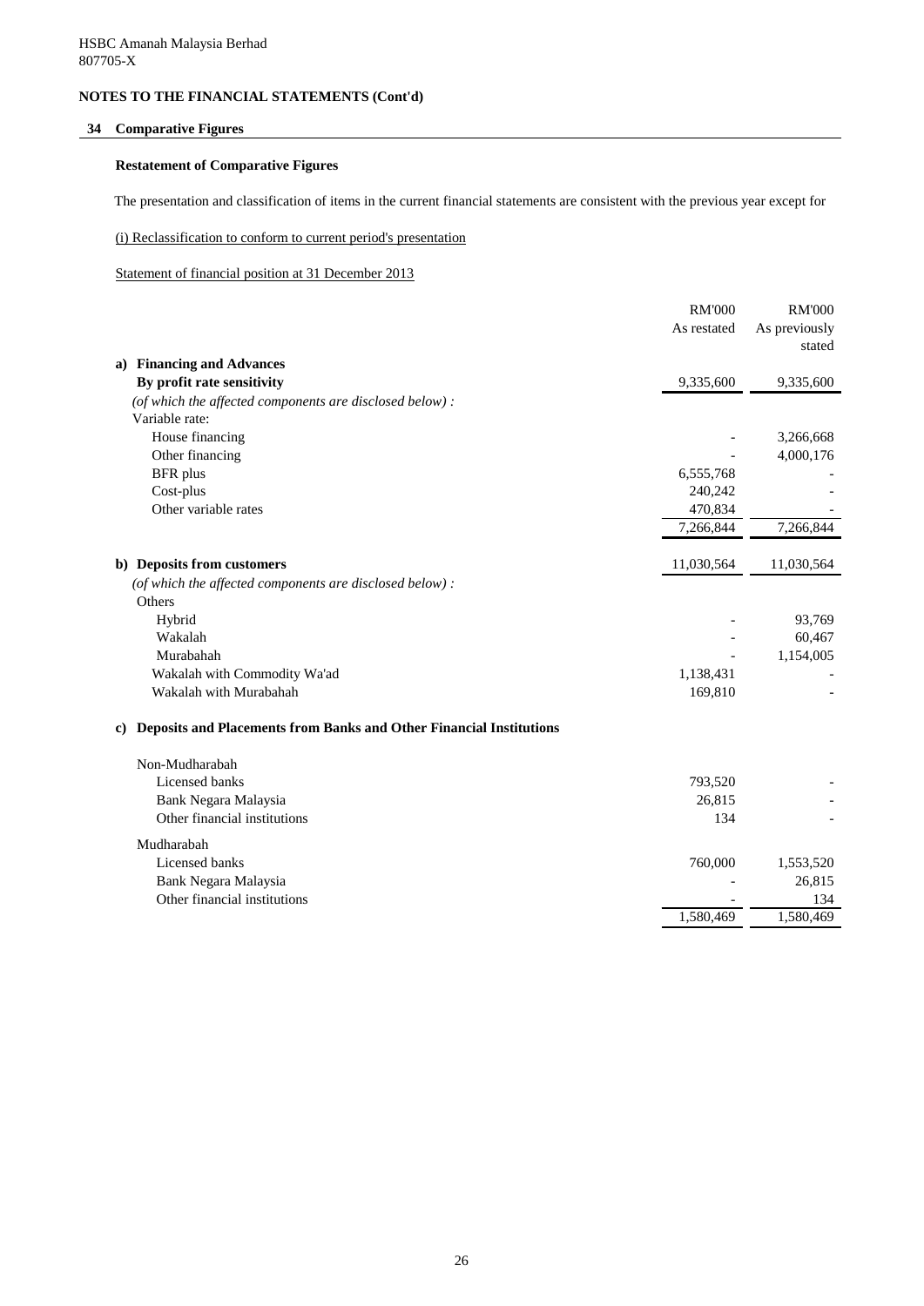HSBC Amanah Malaysia Berhad
807705-X

**NOTES TO THE FINANCIAL STATEMENTS (Cont'd)**

## 34 Comparative Figures

### Restatement of Comparative Figures

The presentation and classification of items in the current financial statements are consistent with the previous year except for

(i) Reclassification to conform to current period's presentation

Statement of financial position at 31 December 2013

| | RM'000 As restated | RM'000 As previously stated |
|---|---|---|
| **a) Financing and Advances** | | |
| **By profit rate sensitivity** | 9,335,600 | 9,335,600 |
| *(of which the affected components are disclosed below) :* | | |
| Variable rate: | | |
| House financing | - | 3,266,668 |
| Other financing | - | 4,000,176 |
| BFR plus | 6,555,768 | - |
| Cost-plus | 240,242 | - |
| Other variable rates | 470,834 | - |
| | 7,266,844 | 7,266,844 |
| **b) Deposits from customers** | 11,030,564 | 11,030,564 |
| *(of which the affected components are disclosed below) :* | | |
| Others | | |
| Hybrid | - | 93,769 |
| Wakalah | - | 60,467 |
| Murabahah | - | 1,154,005 |
| Wakalah with Commodity Wa'ad | 1,138,431 | - |
| Wakalah with Murabahah | 169,810 | - |
| **c) Deposits and Placements from Banks and Other Financial Institutions** | | |
| Non-Mudharabah | | |
| Licensed banks | 793,520 | - |
| Bank Negara Malaysia | 26,815 | - |
| Other financial institutions | 134 | - |
| Mudharabah | | |
| Licensed banks | 760,000 | 1,553,520 |
| Bank Negara Malaysia | - | 26,815 |
| Other financial institutions | - | 134 |
| | 1,580,469 | 1,580,469 |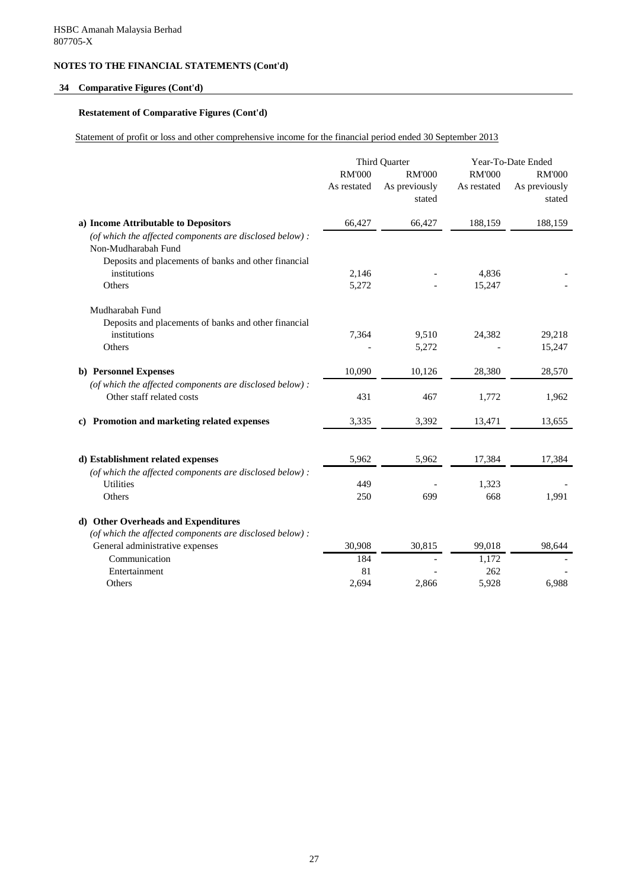HSBC Amanah Malaysia Berhad
807705-X

**NOTES TO THE FINANCIAL STATEMENTS (Cont'd)**

**34 Comparative Figures (Cont'd)**

**Restatement of Comparative Figures (Cont'd)**

Statement of profit or loss and other comprehensive income for the financial period ended 30 September 2013

| | Third Quarter | | Year-To-Date Ended | |
|---|---|---|---|---|
| | RM'000 | RM'000 | RM'000 | RM'000 |
| | As restated | As previously stated | As restated | As previously stated |
| **a) Income Attributable to Depositors** | 66,427 | 66,427 | 188,159 | 188,159 |
| *(of which the affected components are disclosed below) :* | | | | |
| Non-Mudharabah Fund | | | | |
| Deposits and placements of banks and other financial institutions | 2,146 | - | 4,836 | - |
| Others | 5,272 | - | 15,247 | - |
| Mudharabah Fund | | | | |
| Deposits and placements of banks and other financial institutions | 7,364 | 9,510 | 24,382 | 29,218 |
| Others | - | 5,272 | - | 15,247 |
| **b) Personnel Expenses** | 10,090 | 10,126 | 28,380 | 28,570 |
| *(of which the affected components are disclosed below) :* | | | | |
| Other staff related costs | 431 | 467 | 1,772 | 1,962 |
| **c) Promotion and marketing related expenses** | 3,335 | 3,392 | 13,471 | 13,655 |
| **d) Establishment related expenses** | 5,962 | 5,962 | 17,384 | 17,384 |
| *(of which the affected components are disclosed below) :* | | | | |
| Utilities | 449 | - | 1,323 | - |
| Others | 250 | 699 | 668 | 1,991 |
| **d) Other Overheads and Expenditures** | | | | |
| *(of which the affected components are disclosed below) :* | | | | |
| General administrative expenses | 30,908 | 30,815 | 99,018 | 98,644 |
| Communication | 184 | - | 1,172 | - |
| Entertainment | 81 | - | 262 | - |
| Others | 2,694 | 2,866 | 5,928 | 6,988 |